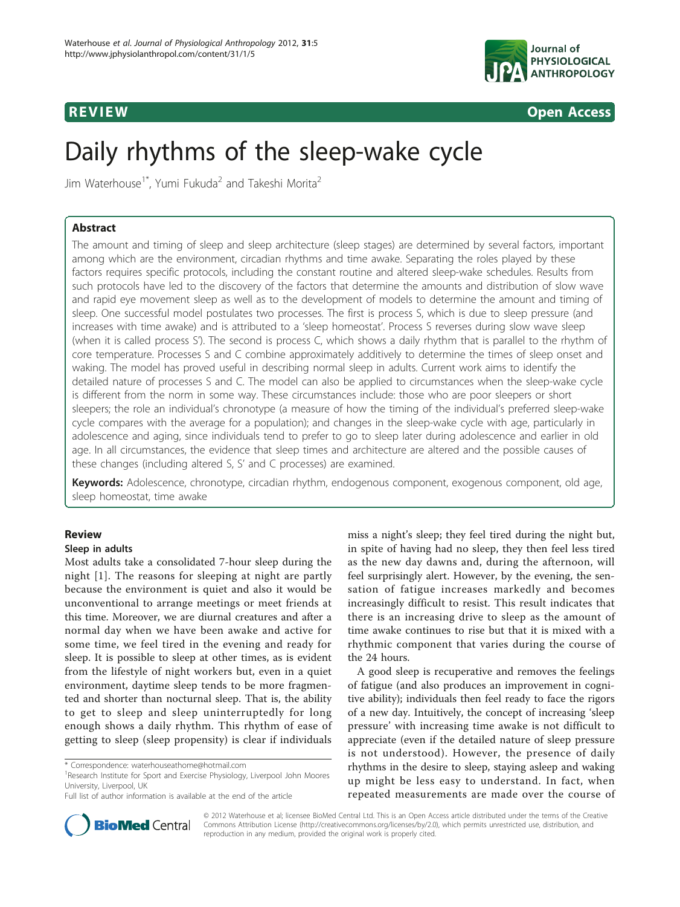**REVIEW** **Open Access**

# Daily rhythms of the sleep-wake cycle

Jim Waterhouse[1*], Yumi Fukuda[2] and Takeshi Morita[2]

## Abstract

The amount and timing of sleep and sleep architecture (sleep stages) are determined by several factors, important among which are the environment, circadian rhythms and time awake. Separating the roles played by these factors requires specific protocols, including the constant routine and altered sleep-wake schedules. Results from such protocols have led to the discovery of the factors that determine the amounts and distribution of slow wave and rapid eye movement sleep as well as to the development of models to determine the amount and timing of sleep. One successful model postulates two processes. The first is process S, which is due to sleep pressure (and increases with time awake) and is attributed to a 'sleep homeostat'. Process S reverses during slow wave sleep (when it is called process S'). The second is process C, which shows a daily rhythm that is parallel to the rhythm of core temperature. Processes S and C combine approximately additively to determine the times of sleep onset and waking. The model has proved useful in describing normal sleep in adults. Current work aims to identify the detailed nature of processes S and C. The model can also be applied to circumstances when the sleep-wake cycle is different from the norm in some way. These circumstances include: those who are poor sleepers or short sleepers; the role an individual's chronotype (a measure of how the timing of the individual's preferred sleep-wake cycle compares with the average for a population); and changes in the sleep-wake cycle with age, particularly in adolescence and aging, since individuals tend to prefer to go to sleep later during adolescence and earlier in old age. In all circumstances, the evidence that sleep times and architecture are altered and the possible causes of these changes (including altered S, S' and C processes) are examined.

**Keywords:** Adolescence, chronotype, circadian rhythm, endogenous component, exogenous component, old age, sleep homeostat, time awake

## Review

### Sleep in adults

Most adults take a consolidated 7-hour sleep during the night [1]. The reasons for sleeping at night are partly because the environment is quiet and also it would be unconventional to arrange meetings or meet friends at this time. Moreover, we are diurnal creatures and after a normal day when we have been awake and active for some time, we feel tired in the evening and ready for sleep. It is possible to sleep at other times, as is evident from the lifestyle of night workers but, even in a quiet environment, daytime sleep tends to be more fragmented and shorter than nocturnal sleep. That is, the ability to get to sleep and sleep uninterruptedly for long enough shows a daily rhythm. This rhythm of ease of getting to sleep (sleep propensity) is clear if individuals miss a night's sleep; they feel tired during the night but, in spite of having had no sleep, they then feel less tired as the new day dawns and, during the afternoon, will feel surprisingly alert. However, by the evening, the sensation of fatigue increases markedly and becomes increasingly difficult to resist. This result indicates that there is an increasing drive to sleep as the amount of time awake continues to rise but that it is mixed with a rhythmic component that varies during the course of the 24 hours.

A good sleep is recuperative and removes the feelings of fatigue (and also produces an improvement in cognitive ability); individuals then feel ready to face the rigors of a new day. Intuitively, the concept of increasing 'sleep pressure' with increasing time awake is not difficult to appreciate (even if the detailed nature of sleep pressure is not understood). However, the presence of daily rhythms in the desire to sleep, staying asleep and waking up might be less easy to understand. In fact, when repeated measurements are made over the course of

* Correspondence: waterhouseathome@hotmail.com
[1]Research Institute for Sport and Exercise Physiology, Liverpool John Moores University, Liverpool, UK
Full list of author information is available at the end of the article

© 2012 Waterhouse et al; licensee BioMed Central Ltd. This is an Open Access article distributed under the terms of the Creative Commons Attribution License (http://creativecommons.org/licenses/by/2.0), which permits unrestricted use, distribution, and reproduction in any medium, provided the original work is properly cited.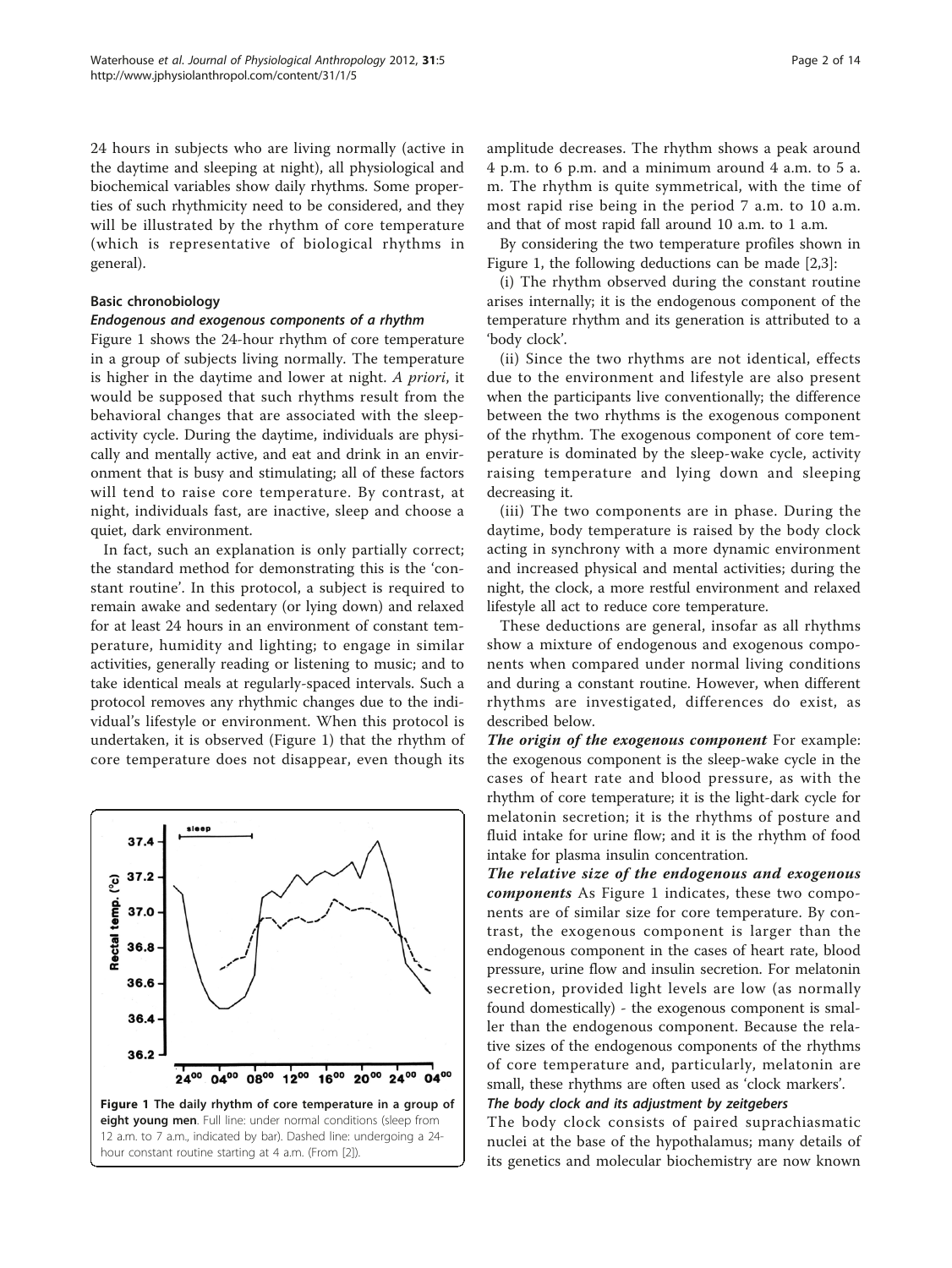24 hours in subjects who are living normally (active in the daytime and sleeping at night), all physiological and biochemical variables show daily rhythms. Some properties of such rhythmicity need to be considered, and they will be illustrated by the rhythm of core temperature (which is representative of biological rhythms in general).

### Basic chronobiology

#### Endogenous and exogenous components of a rhythm

Figure 1 shows the 24-hour rhythm of core temperature in a group of subjects living normally. The temperature is higher in the daytime and lower at night. *A priori*, it would be supposed that such rhythms result from the behavioral changes that are associated with the sleep-activity cycle. During the daytime, individuals are physically and mentally active, and eat and drink in an environment that is busy and stimulating; all of these factors will tend to raise core temperature. By contrast, at night, individuals fast, are inactive, sleep and choose a quiet, dark environment.

In fact, such an explanation is only partially correct; the standard method for demonstrating this is the 'constant routine'. In this protocol, a subject is required to remain awake and sedentary (or lying down) and relaxed for at least 24 hours in an environment of constant temperature, humidity and lighting; to engage in similar activities, generally reading or listening to music; and to take identical meals at regularly-spaced intervals. Such a protocol removes any rhythmic changes due to the individual's lifestyle or environment. When this protocol is undertaken, it is observed (Figure 1) that the rhythm of core temperature does not disappear, even though its amplitude decreases. The rhythm shows a peak around 4 p.m. to 6 p.m. and a minimum around 4 a.m. to 5 a.m. The rhythm is quite symmetrical, with the time of most rapid rise being in the period 7 a.m. to 10 a.m. and that of most rapid fall around 10 a.m. to 1 a.m.

sleep
Rectal temp. (°C)
37.4
37.2
37.0
36.8
36.6
36.4
36.2
24[00] 04[00] 08[00] 12[00] 16[00] 20[00] 24[00] 04[00]

**Figure 1 The daily rhythm of core temperature in a group of eight young men**. Full line: under normal conditions (sleep from 12 a.m. to 7 a.m., indicated by bar). Dashed line: undergoing a 24-hour constant routine starting at 4 a.m. (From [2]).

By considering the two temperature profiles shown in Figure 1, the following deductions can be made [2,3]:

(i) The rhythm observed during the constant routine arises internally; it is the endogenous component of the temperature rhythm and its generation is attributed to a 'body clock'.

(ii) Since the two rhythms are not identical, effects due to the environment and lifestyle are also present when the participants live conventionally; the difference between the two rhythms is the exogenous component of the rhythm. The exogenous component of core temperature is dominated by the sleep-wake cycle, activity raising temperature and lying down and sleeping decreasing it.

(iii) The two components are in phase. During the daytime, body temperature is raised by the body clock acting in synchrony with a more dynamic environment and increased physical and mental activities; during the night, the clock, a more restful environment and relaxed lifestyle all act to reduce core temperature.

These deductions are general, insofar as all rhythms show a mixture of endogenous and exogenous components when compared under normal living conditions and during a constant routine. However, when different rhythms are investigated, differences do exist, as described below.

***The origin of the exogenous component*** For example: the exogenous component is the sleep-wake cycle in the cases of heart rate and blood pressure, as with the rhythm of core temperature; it is the light-dark cycle for melatonin secretion; it is the rhythms of posture and fluid intake for urine flow; and it is the rhythm of food intake for plasma insulin concentration.

***The relative size of the endogenous and exogenous components*** As Figure 1 indicates, these two components are of similar size for core temperature. By contrast, the exogenous component is larger than the endogenous component in the cases of heart rate, blood pressure, urine flow and insulin secretion. For melatonin secretion, provided light levels are low (as normally found domestically) - the exogenous component is smaller than the endogenous component. Because the relative sizes of the endogenous components of the rhythms of core temperature and, particularly, melatonin are small, these rhythms are often used as 'clock markers'.

#### The body clock and its adjustment by zeitgebers

The body clock consists of paired suprachiasmatic nuclei at the base of the hypothalamus; many details of its genetics and molecular biochemistry are now known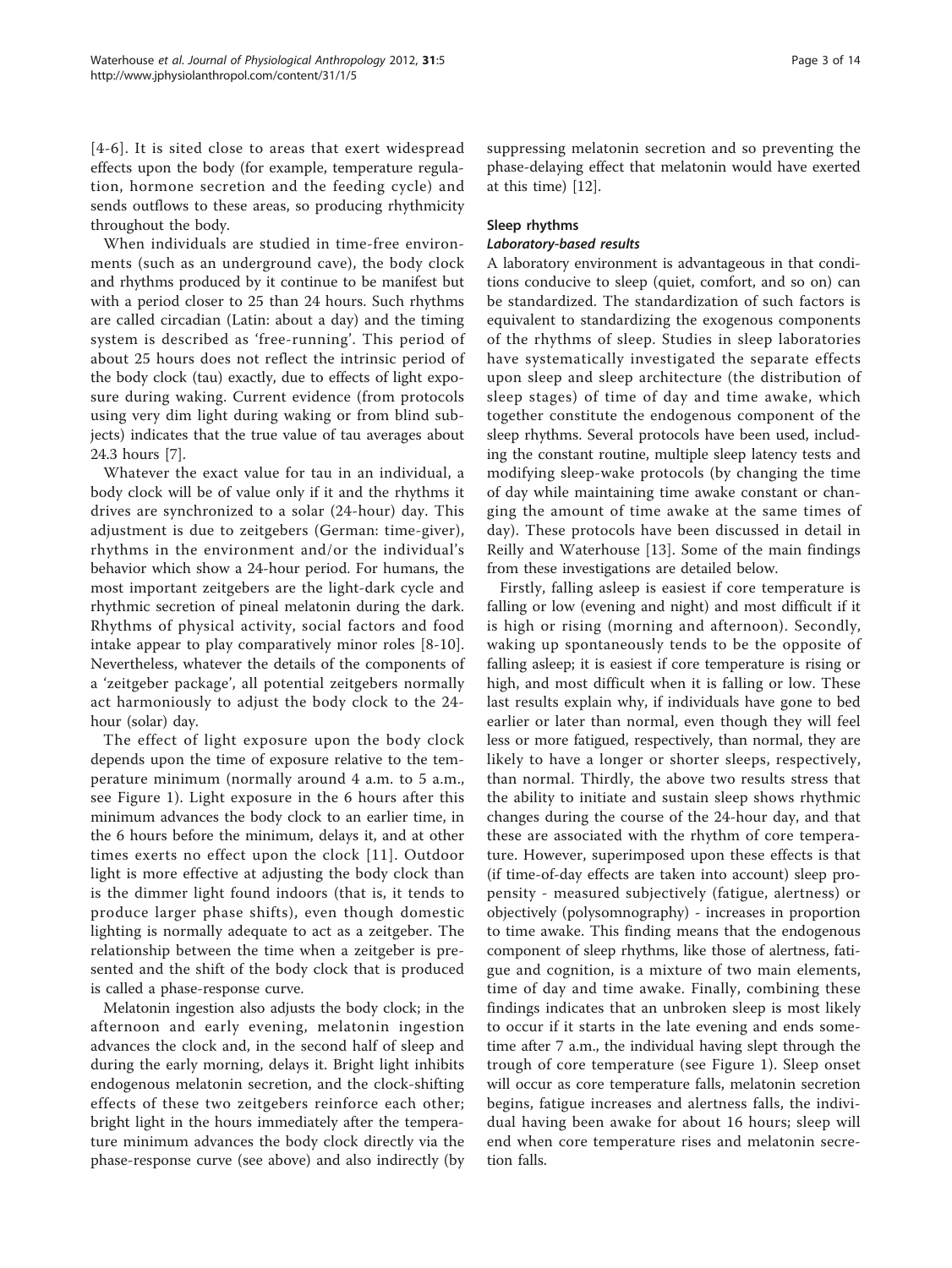[4-6]. It is sited close to areas that exert widespread effects upon the body (for example, temperature regulation, hormone secretion and the feeding cycle) and sends outflows to these areas, so producing rhythmicity throughout the body.

When individuals are studied in time-free environments (such as an underground cave), the body clock and rhythms produced by it continue to be manifest but with a period closer to 25 than 24 hours. Such rhythms are called circadian (Latin: about a day) and the timing system is described as 'free-running'. This period of about 25 hours does not reflect the intrinsic period of the body clock (tau) exactly, due to effects of light exposure during waking. Current evidence (from protocols using very dim light during waking or from blind subjects) indicates that the true value of tau averages about 24.3 hours [7].

Whatever the exact value for tau in an individual, a body clock will be of value only if it and the rhythms it drives are synchronized to a solar (24-hour) day. This adjustment is due to zeitgebers (German: time-giver), rhythms in the environment and/or the individual's behavior which show a 24-hour period. For humans, the most important zeitgebers are the light-dark cycle and rhythmic secretion of pineal melatonin during the dark. Rhythms of physical activity, social factors and food intake appear to play comparatively minor roles [8-10]. Nevertheless, whatever the details of the components of a 'zeitgeber package', all potential zeitgebers normally act harmoniously to adjust the body clock to the 24-hour (solar) day.

The effect of light exposure upon the body clock depends upon the time of exposure relative to the temperature minimum (normally around 4 a.m. to 5 a.m., see Figure 1). Light exposure in the 6 hours after this minimum advances the body clock to an earlier time, in the 6 hours before the minimum, delays it, and at other times exerts no effect upon the clock [11]. Outdoor light is more effective at adjusting the body clock than is the dimmer light found indoors (that is, it tends to produce larger phase shifts), even though domestic lighting is normally adequate to act as a zeitgeber. The relationship between the time when a zeitgeber is presented and the shift of the body clock that is produced is called a phase-response curve.

Melatonin ingestion also adjusts the body clock; in the afternoon and early evening, melatonin ingestion advances the clock and, in the second half of sleep and during the early morning, delays it. Bright light inhibits endogenous melatonin secretion, and the clock-shifting effects of these two zeitgebers reinforce each other; bright light in the hours immediately after the temperature minimum advances the body clock directly via the phase-response curve (see above) and also indirectly (by suppressing melatonin secretion and so preventing the phase-delaying effect that melatonin would have exerted at this time) [12].

## Sleep rhythms

### *Laboratory-based results*

A laboratory environment is advantageous in that conditions conducive to sleep (quiet, comfort, and so on) can be standardized. The standardization of such factors is equivalent to standardizing the exogenous components of the rhythms of sleep. Studies in sleep laboratories have systematically investigated the separate effects upon sleep and sleep architecture (the distribution of sleep stages) of time of day and time awake, which together constitute the endogenous component of the sleep rhythms. Several protocols have been used, including the constant routine, multiple sleep latency tests and modifying sleep-wake protocols (by changing the time of day while maintaining time awake constant or changing the amount of time awake at the same times of day). These protocols have been discussed in detail in Reilly and Waterhouse [13]. Some of the main findings from these investigations are detailed below.

Firstly, falling asleep is easiest if core temperature is falling or low (evening and night) and most difficult if it is high or rising (morning and afternoon). Secondly, waking up spontaneously tends to be the opposite of falling asleep; it is easiest if core temperature is rising or high, and most difficult when it is falling or low. These last results explain why, if individuals have gone to bed earlier or later than normal, even though they will feel less or more fatigued, respectively, than normal, they are likely to have a longer or shorter sleeps, respectively, than normal. Thirdly, the above two results stress that the ability to initiate and sustain sleep shows rhythmic changes during the course of the 24-hour day, and that these are associated with the rhythm of core temperature. However, superimposed upon these effects is that (if time-of-day effects are taken into account) sleep propensity - measured subjectively (fatigue, alertness) or objectively (polysomnography) - increases in proportion to time awake. This finding means that the endogenous component of sleep rhythms, like those of alertness, fatigue and cognition, is a mixture of two main elements, time of day and time awake. Finally, combining these findings indicates that an unbroken sleep is most likely to occur if it starts in the late evening and ends sometime after 7 a.m., the individual having slept through the trough of core temperature (see Figure 1). Sleep onset will occur as core temperature falls, melatonin secretion begins, fatigue increases and alertness falls, the individual having been awake for about 16 hours; sleep will end when core temperature rises and melatonin secretion falls.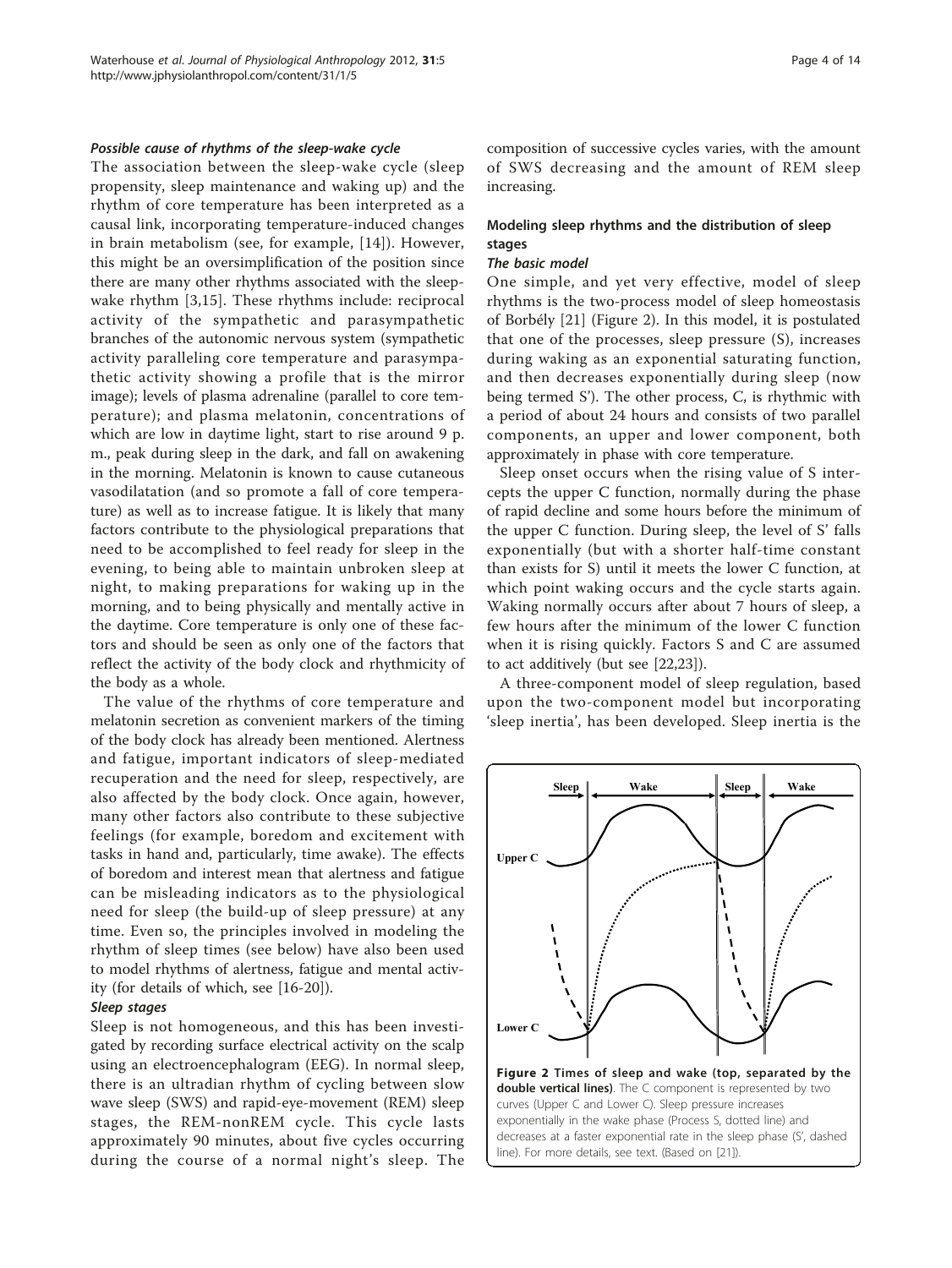#### *Possible cause of rhythms of the sleep-wake cycle*

The association between the sleep-wake cycle (sleep propensity, sleep maintenance and waking up) and the rhythm of core temperature has been interpreted as a causal link, incorporating temperature-induced changes in brain metabolism (see, for example, [14]). However, this might be an oversimplification of the position since there are many other rhythms associated with the sleep-wake rhythm [3,15]. These rhythms include: reciprocal activity of the sympathetic and parasympathetic branches of the autonomic nervous system (sympathetic activity paralleling core temperature and parasympathetic activity showing a profile that is the mirror image); levels of plasma adrenaline (parallel to core temperature); and plasma melatonin, concentrations of which are low in daytime light, start to rise around 9 p.m., peak during sleep in the dark, and fall on awakening in the morning. Melatonin is known to cause cutaneous vasodilatation (and so promote a fall of core temperature) as well as to increase fatigue. It is likely that many factors contribute to the physiological preparations that need to be accomplished to feel ready for sleep in the evening, to being able to maintain unbroken sleep at night, to making preparations for waking up in the morning, and to being physically and mentally active in the daytime. Core temperature is only one of these factors and should be seen as only one of the factors that reflect the activity of the body clock and rhythmicity of the body as a whole.

The value of the rhythms of core temperature and melatonin secretion as convenient markers of the timing of the body clock has already been mentioned. Alertness and fatigue, important indicators of sleep-mediated recuperation and the need for sleep, respectively, are also affected by the body clock. Once again, however, many other factors also contribute to these subjective feelings (for example, boredom and excitement with tasks in hand and, particularly, time awake). The effects of boredom and interest mean that alertness and fatigue can be misleading indicators as to the physiological need for sleep (the build-up of sleep pressure) at any time. Even so, the principles involved in modeling the rhythm of sleep times (see below) have also been used to model rhythms of alertness, fatigue and mental activity (for details of which, see [16-20]).

#### *Sleep stages*

Sleep is not homogeneous, and this has been investigated by recording surface electrical activity on the scalp using an electroencephalogram (EEG). In normal sleep, there is an ultradian rhythm of cycling between slow wave sleep (SWS) and rapid-eye-movement (REM) sleep stages, the REM-nonREM cycle. This cycle lasts approximately 90 minutes, about five cycles occurring during the course of a normal night's sleep. The composition of successive cycles varies, with the amount of SWS decreasing and the amount of REM sleep increasing.

### Modeling sleep rhythms and the distribution of sleep stages

#### *The basic model*

One simple, and yet very effective, model of sleep rhythms is the two-process model of sleep homeostasis of Borbély [21] (Figure 2). In this model, it is postulated that one of the processes, sleep pressure (S), increases during waking as an exponential saturating function, and then decreases exponentially during sleep (now being termed S'). The other process, C, is rhythmic with a period of about 24 hours and consists of two parallel components, an upper and lower component, both approximately in phase with core temperature.

Sleep onset occurs when the rising value of S intercepts the upper C function, normally during the phase of rapid decline and some hours before the minimum of the upper C function. During sleep, the level of S' falls exponentially (but with a shorter half-time constant than exists for S) until it meets the lower C function, at which point waking occurs and the cycle starts again. Waking normally occurs after about 7 hours of sleep, a few hours after the minimum of the lower C function when it is rising quickly. Factors S and C are assumed to act additively (but see [22,23]).

A three-component model of sleep regulation, based upon the two-component model but incorporating 'sleep inertia', has been developed. Sleep inertia is the

Sleep
Wake
Sleep
Wake
Upper C
Lower C

**Figure 2 Times of sleep and wake (top, separated by the double vertical lines)**. The C component is represented by two curves (Upper C and Lower C). Sleep pressure increases exponentially in the wake phase (Process S, dotted line) and decreases at a faster exponential rate in the sleep phase (S', dashed line). For more details, see text. (Based on [21]).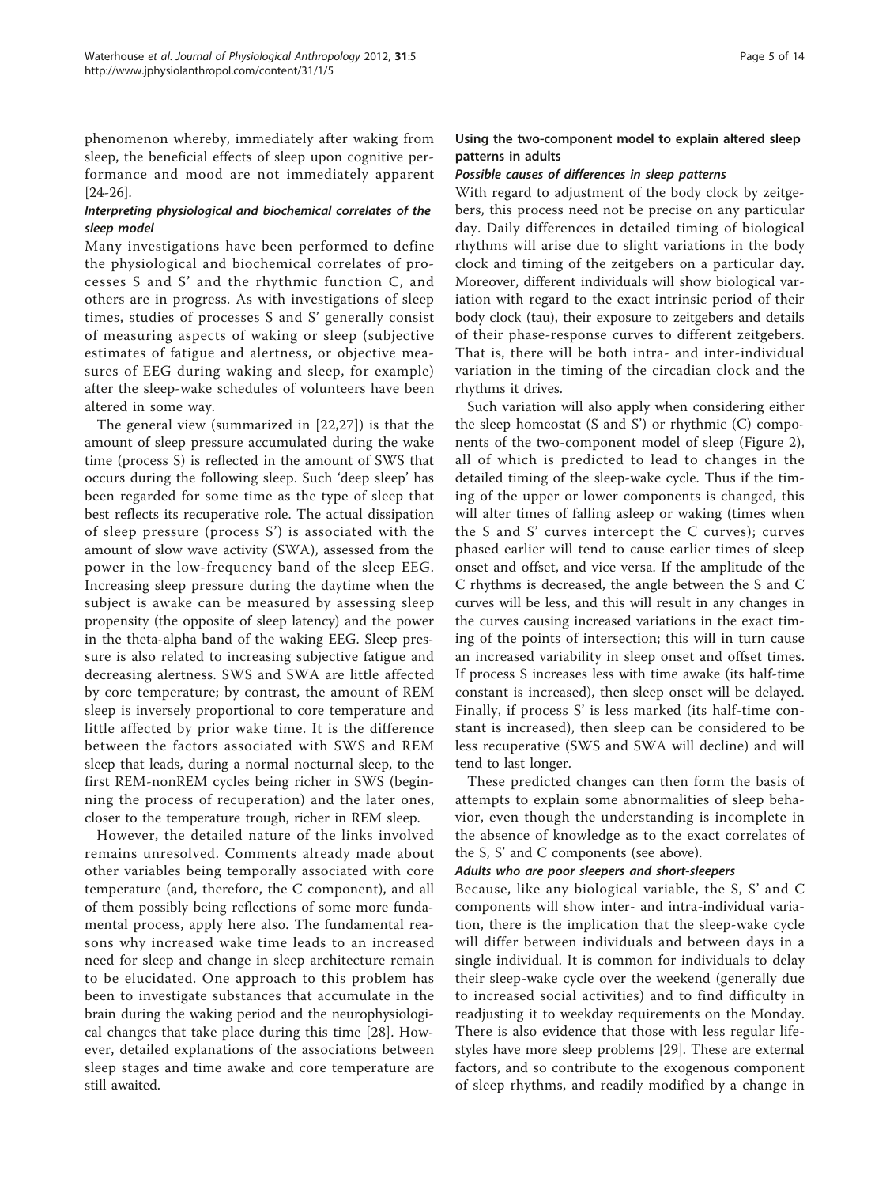phenomenon whereby, immediately after waking from sleep, the beneficial effects of sleep upon cognitive performance and mood are not immediately apparent [24-26].

#### *Interpreting physiological and biochemical correlates of the sleep model*

Many investigations have been performed to define the physiological and biochemical correlates of processes S and S' and the rhythmic function C, and others are in progress. As with investigations of sleep times, studies of processes S and S' generally consist of measuring aspects of waking or sleep (subjective estimates of fatigue and alertness, or objective measures of EEG during waking and sleep, for example) after the sleep-wake schedules of volunteers have been altered in some way.

The general view (summarized in [22,27]) is that the amount of sleep pressure accumulated during the wake time (process S) is reflected in the amount of SWS that occurs during the following sleep. Such 'deep sleep' has been regarded for some time as the type of sleep that best reflects its recuperative role. The actual dissipation of sleep pressure (process S') is associated with the amount of slow wave activity (SWA), assessed from the power in the low-frequency band of the sleep EEG. Increasing sleep pressure during the daytime when the subject is awake can be measured by assessing sleep propensity (the opposite of sleep latency) and the power in the theta-alpha band of the waking EEG. Sleep pressure is also related to increasing subjective fatigue and decreasing alertness. SWS and SWA are little affected by core temperature; by contrast, the amount of REM sleep is inversely proportional to core temperature and little affected by prior wake time. It is the difference between the factors associated with SWS and REM sleep that leads, during a normal nocturnal sleep, to the first REM-nonREM cycles being richer in SWS (beginning the process of recuperation) and the later ones, closer to the temperature trough, richer in REM sleep.

However, the detailed nature of the links involved remains unresolved. Comments already made about other variables being temporally associated with core temperature (and, therefore, the C component), and all of them possibly being reflections of some more fundamental process, apply here also. The fundamental reasons why increased wake time leads to an increased need for sleep and change in sleep architecture remain to be elucidated. One approach to this problem has been to investigate substances that accumulate in the brain during the waking period and the neurophysiological changes that take place during this time [28]. However, detailed explanations of the associations between sleep stages and time awake and core temperature are still awaited.

### Using the two-component model to explain altered sleep patterns in adults

#### *Possible causes of differences in sleep patterns*

With regard to adjustment of the body clock by zeitgebers, this process need not be precise on any particular day. Daily differences in detailed timing of biological rhythms will arise due to slight variations in the body clock and timing of the zeitgebers on a particular day. Moreover, different individuals will show biological variation with regard to the exact intrinsic period of their body clock (tau), their exposure to zeitgebers and details of their phase-response curves to different zeitgebers. That is, there will be both intra- and inter-individual variation in the timing of the circadian clock and the rhythms it drives.

Such variation will also apply when considering either the sleep homeostat (S and S') or rhythmic (C) components of the two-component model of sleep (Figure 2), all of which is predicted to lead to changes in the detailed timing of the sleep-wake cycle. Thus if the timing of the upper or lower components is changed, this will alter times of falling asleep or waking (times when the S and S' curves intercept the C curves); curves phased earlier will tend to cause earlier times of sleep onset and offset, and vice versa. If the amplitude of the C rhythms is decreased, the angle between the S and C curves will be less, and this will result in any changes in the curves causing increased variations in the exact timing of the points of intersection; this will in turn cause an increased variability in sleep onset and offset times. If process S increases less with time awake (its half-time constant is increased), then sleep onset will be delayed. Finally, if process S' is less marked (its half-time constant is increased), then sleep can be considered to be less recuperative (SWS and SWA will decline) and will tend to last longer.

These predicted changes can then form the basis of attempts to explain some abnormalities of sleep behavior, even though the understanding is incomplete in the absence of knowledge as to the exact correlates of the S, S' and C components (see above).

#### *Adults who are poor sleepers and short-sleepers*

Because, like any biological variable, the S, S' and C components will show inter- and intra-individual variation, there is the implication that the sleep-wake cycle will differ between individuals and between days in a single individual. It is common for individuals to delay their sleep-wake cycle over the weekend (generally due to increased social activities) and to find difficulty in readjusting it to weekday requirements on the Monday. There is also evidence that those with less regular lifestyles have more sleep problems [29]. These are external factors, and so contribute to the exogenous component of sleep rhythms, and readily modified by a change in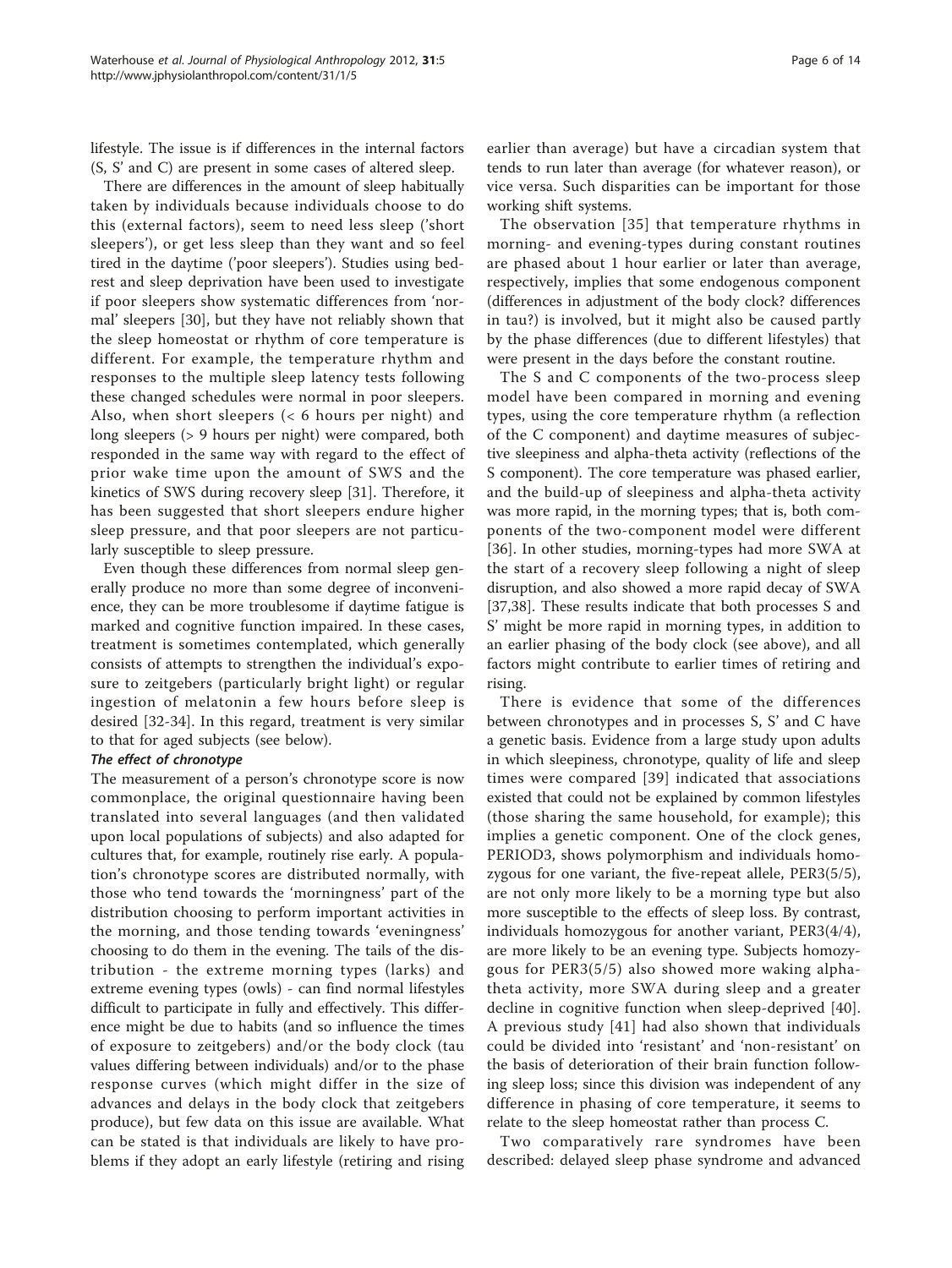lifestyle. The issue is if differences in the internal factors (S, S' and C) are present in some cases of altered sleep.

There are differences in the amount of sleep habitually taken by individuals because individuals choose to do this (external factors), seem to need less sleep ('short sleepers'), or get less sleep than they want and so feel tired in the daytime ('poor sleepers'). Studies using bedrest and sleep deprivation have been used to investigate if poor sleepers show systematic differences from 'normal' sleepers [30], but they have not reliably shown that the sleep homeostat or rhythm of core temperature is different. For example, the temperature rhythm and responses to the multiple sleep latency tests following these changed schedules were normal in poor sleepers. Also, when short sleepers (< 6 hours per night) and long sleepers (> 9 hours per night) were compared, both responded in the same way with regard to the effect of prior wake time upon the amount of SWS and the kinetics of SWS during recovery sleep [31]. Therefore, it has been suggested that short sleepers endure higher sleep pressure, and that poor sleepers are not particularly susceptible to sleep pressure.

Even though these differences from normal sleep generally produce no more than some degree of inconvenience, they can be more troublesome if daytime fatigue is marked and cognitive function impaired. In these cases, treatment is sometimes contemplated, which generally consists of attempts to strengthen the individual's exposure to zeitgebers (particularly bright light) or regular ingestion of melatonin a few hours before sleep is desired [32-34]. In this regard, treatment is very similar to that for aged subjects (see below).

### *The effect of chronotype*

The measurement of a person's chronotype score is now commonplace, the original questionnaire having been translated into several languages (and then validated upon local populations of subjects) and also adapted for cultures that, for example, routinely rise early. A population's chronotype scores are distributed normally, with those who tend towards the 'morningness' part of the distribution choosing to perform important activities in the morning, and those tending towards 'eveningness' choosing to do them in the evening. The tails of the distribution - the extreme morning types (larks) and extreme evening types (owls) - can find normal lifestyles difficult to participate in fully and effectively. This difference might be due to habits (and so influence the times of exposure to zeitgebers) and/or the body clock (tau values differing between individuals) and/or to the phase response curves (which might differ in the size of advances and delays in the body clock that zeitgebers produce), but few data on this issue are available. What can be stated is that individuals are likely to have problems if they adopt an early lifestyle (retiring and rising earlier than average) but have a circadian system that tends to run later than average (for whatever reason), or vice versa. Such disparities can be important for those working shift systems.

The observation [35] that temperature rhythms in morning- and evening-types during constant routines are phased about 1 hour earlier or later than average, respectively, implies that some endogenous component (differences in adjustment of the body clock? differences in tau?) is involved, but it might also be caused partly by the phase differences (due to different lifestyles) that were present in the days before the constant routine.

The S and C components of the two-process sleep model have been compared in morning and evening types, using the core temperature rhythm (a reflection of the C component) and daytime measures of subjective sleepiness and alpha-theta activity (reflections of the S component). The core temperature was phased earlier, and the build-up of sleepiness and alpha-theta activity was more rapid, in the morning types; that is, both components of the two-component model were different [36]. In other studies, morning-types had more SWA at the start of a recovery sleep following a night of sleep disruption, and also showed a more rapid decay of SWA [37,38]. These results indicate that both processes S and S' might be more rapid in morning types, in addition to an earlier phasing of the body clock (see above), and all factors might contribute to earlier times of retiring and rising.

There is evidence that some of the differences between chronotypes and in processes S, S' and C have a genetic basis. Evidence from a large study upon adults in which sleepiness, chronotype, quality of life and sleep times were compared [39] indicated that associations existed that could not be explained by common lifestyles (those sharing the same household, for example); this implies a genetic component. One of the clock genes, PERIOD3, shows polymorphism and individuals homozygous for one variant, the five-repeat allele, PER3(5/5), are not only more likely to be a morning type but also more susceptible to the effects of sleep loss. By contrast, individuals homozygous for another variant, PER3(4/4), are more likely to be an evening type. Subjects homozygous for PER3(5/5) also showed more waking alpha-theta activity, more SWA during sleep and a greater decline in cognitive function when sleep-deprived [40]. A previous study [41] had also shown that individuals could be divided into 'resistant' and 'non-resistant' on the basis of deterioration of their brain function following sleep loss; since this division was independent of any difference in phasing of core temperature, it seems to relate to the sleep homeostat rather than process C.

Two comparatively rare syndromes have been described: delayed sleep phase syndrome and advanced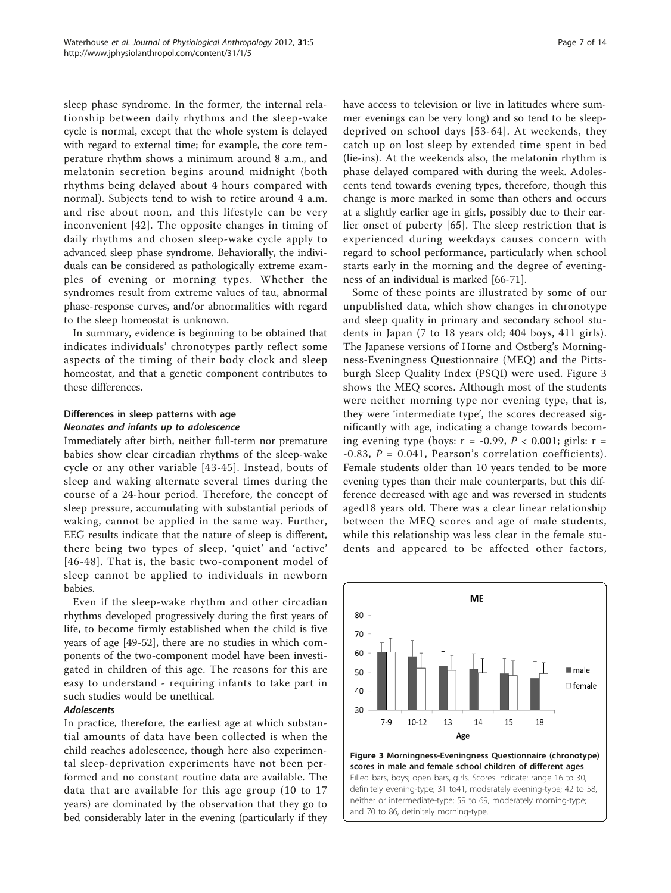sleep phase syndrome. In the former, the internal relationship between daily rhythms and the sleep-wake cycle is normal, except that the whole system is delayed with regard to external time; for example, the core temperature rhythm shows a minimum around 8 a.m., and melatonin secretion begins around midnight (both rhythms being delayed about 4 hours compared with normal). Subjects tend to wish to retire around 4 a.m. and rise about noon, and this lifestyle can be very inconvenient [42]. The opposite changes in timing of daily rhythms and chosen sleep-wake cycle apply to advanced sleep phase syndrome. Behaviorally, the individuals can be considered as pathologically extreme examples of evening or morning types. Whether the syndromes result from extreme values of tau, abnormal phase-response curves, and/or abnormalities with regard to the sleep homeostat is unknown.

In summary, evidence is beginning to be obtained that indicates individuals' chronotypes partly reflect some aspects of the timing of their body clock and sleep homeostat, and that a genetic component contributes to these differences.

## Differences in sleep patterns with age

### *Neonates and infants up to adolescence*

Immediately after birth, neither full-term nor premature babies show clear circadian rhythms of the sleep-wake cycle or any other variable [43-45]. Instead, bouts of sleep and waking alternate several times during the course of a 24-hour period. Therefore, the concept of sleep pressure, accumulating with substantial periods of waking, cannot be applied in the same way. Further, EEG results indicate that the nature of sleep is different, there being two types of sleep, 'quiet' and 'active' [46-48]. That is, the basic two-component model of sleep cannot be applied to individuals in newborn babies.

Even if the sleep-wake rhythm and other circadian rhythms developed progressively during the first years of life, to become firmly established when the child is five years of age [49-52], there are no studies in which components of the two-component model have been investigated in children of this age. The reasons for this are easy to understand - requiring infants to take part in such studies would be unethical.

### *Adolescents*

In practice, therefore, the earliest age at which substantial amounts of data have been collected is when the child reaches adolescence, though here also experimental sleep-deprivation experiments have not been performed and no constant routine data are available. The data that are available for this age group (10 to 17 years) are dominated by the observation that they go to bed considerably later in the evening (particularly if they have access to television or live in latitudes where summer evenings can be very long) and so tend to be sleep-deprived on school days [53-64]. At weekends, they catch up on lost sleep by extended time spent in bed (lie-ins). At the weekends also, the melatonin rhythm is phase delayed compared with during the week. Adolescents tend towards evening types, therefore, though this change is more marked in some than others and occurs at a slightly earlier age in girls, possibly due to their earlier onset of puberty [65]. The sleep restriction that is experienced during weekdays causes concern with regard to school performance, particularly when school starts early in the morning and the degree of eveningness of an individual is marked [66-71].

Some of these points are illustrated by some of our unpublished data, which show changes in chronotype and sleep quality in primary and secondary school students in Japan (7 to 18 years old; 404 boys, 411 girls). The Japanese versions of Horne and Ostberg's Morningness-Eveningness Questionnaire (MEQ) and the Pittsburgh Sleep Quality Index (PSQI) were used. Figure 3 shows the MEQ scores. Although most of the students were neither morning type nor evening type, that is, they were 'intermediate type', the scores decreased significantly with age, indicating a change towards becoming evening type (boys: $r = -0.99$, $P < 0.001$; girls: $r = -0.83$, $P = 0.041$, Pearson's correlation coefficients). Female students older than 10 years tended to be more evening types than their male counterparts, but this difference decreased with age and was reversed in students aged18 years old. There was a clear linear relationship between the MEQ scores and age of male students, while this relationship was less clear in the female students and appeared to be affected other factors,

**Figure 3 Morningness-Eveningness Questionnaire (chronotype) scores in male and female school children of different ages**. Filled bars, boys; open bars, girls. Scores indicate: range 16 to 30, definitely evening-type; 31 to41, moderately evening-type; 42 to 58, neither or intermediate-type; 59 to 69, moderately morning-type; and 70 to 86, definitely morning-type.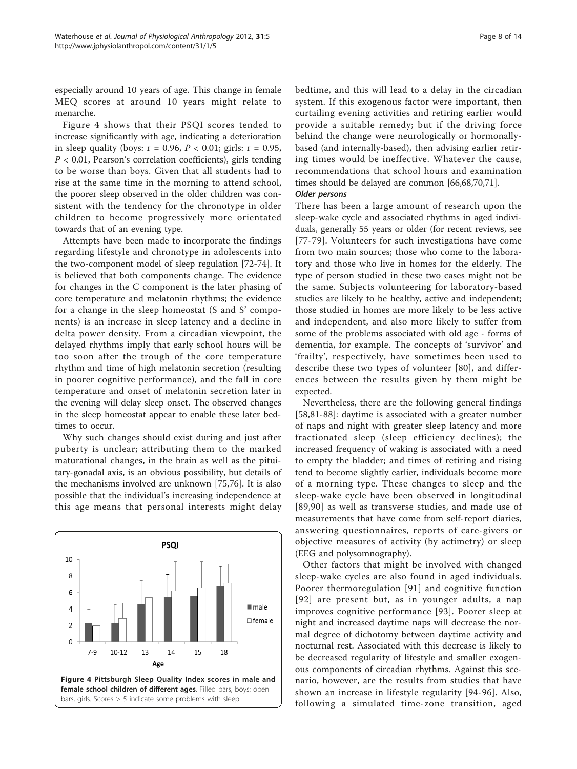especially around 10 years of age. This change in female MEQ scores at around 10 years might relate to menarche.

Figure 4 shows that their PSQI scores tended to increase significantly with age, indicating a deterioration in sleep quality (boys: $r = 0.96$, $P < 0.01$; girls: $r = 0.95$, $P < 0.01$, Pearson's correlation coefficients), girls tending to be worse than boys. Given that all students had to rise at the same time in the morning to attend school, the poorer sleep observed in the older children was consistent with the tendency for the chronotype in older children to become progressively more orientated towards that of an evening type.

Attempts have been made to incorporate the findings regarding lifestyle and chronotype in adolescents into the two-component model of sleep regulation [72-74]. It is believed that both components change. The evidence for changes in the C component is the later phasing of core temperature and melatonin rhythms; the evidence for a change in the sleep homeostat (S and S' components) is an increase in sleep latency and a decline in delta power density. From a circadian viewpoint, the delayed rhythms imply that early school hours will be too soon after the trough of the core temperature rhythm and time of high melatonin secretion (resulting in poorer cognitive performance), and the fall in core temperature and onset of melatonin secretion later in the evening will delay sleep onset. The observed changes in the sleep homeostat appear to enable these later bedtimes to occur.

Why such changes should exist during and just after puberty is unclear; attributing them to the marked maturational changes, in the brain as well as the pituitary-gonadal axis, is an obvious possibility, but details of the mechanisms involved are unknown [75,76]. It is also possible that the individual's increasing independence at this age means that personal interests might delay bedtime, and this will lead to a delay in the circadian system. If this exogenous factor were important, then curtailing evening activities and retiring earlier would provide a suitable remedy; but if the driving force behind the change were neurologically or hormonally-based (and internally-based), then advising earlier retiring times would be ineffective. Whatever the cause, recommendations that school hours and examination times should be delayed are common [66,68,70,71].

**Figure 4 Pittsburgh Sleep Quality Index scores in male and female school children of different ages**. Filled bars, boys; open bars, girls. Scores > 5 indicate some problems with sleep.

***Older persons***

There has been a large amount of research upon the sleep-wake cycle and associated rhythms in aged individuals, generally 55 years or older (for recent reviews, see [77-79]. Volunteers for such investigations have come from two main sources; those who come to the laboratory and those who live in homes for the elderly. The type of person studied in these two cases might not be the same. Subjects volunteering for laboratory-based studies are likely to be healthy, active and independent; those studied in homes are more likely to be less active and independent, and also more likely to suffer from some of the problems associated with old age - forms of dementia, for example. The concepts of 'survivor' and 'frailty', respectively, have sometimes been used to describe these two types of volunteer [80], and differences between the results given by them might be expected.

Nevertheless, there are the following general findings [58,81-88]: daytime is associated with a greater number of naps and night with greater sleep latency and more fractionated sleep (sleep efficiency declines); the increased frequency of waking is associated with a need to empty the bladder; and times of retiring and rising tend to become slightly earlier, individuals become more of a morning type. These changes to sleep and the sleep-wake cycle have been observed in longitudinal [89,90] as well as transverse studies, and made use of measurements that have come from self-report diaries, answering questionnaires, reports of care-givers or objective measures of activity (by actimetry) or sleep (EEG and polysomnography).

Other factors that might be involved with changed sleep-wake cycles are also found in aged individuals. Poorer thermoregulation [91] and cognitive function [92] are present but, as in younger adults, a nap improves cognitive performance [93]. Poorer sleep at night and increased daytime naps will decrease the normal degree of dichotomy between daytime activity and nocturnal rest. Associated with this decrease is likely to be decreased regularity of lifestyle and smaller exogenous components of circadian rhythms. Against this scenario, however, are the results from studies that have shown an increase in lifestyle regularity [94-96]. Also, following a simulated time-zone transition, aged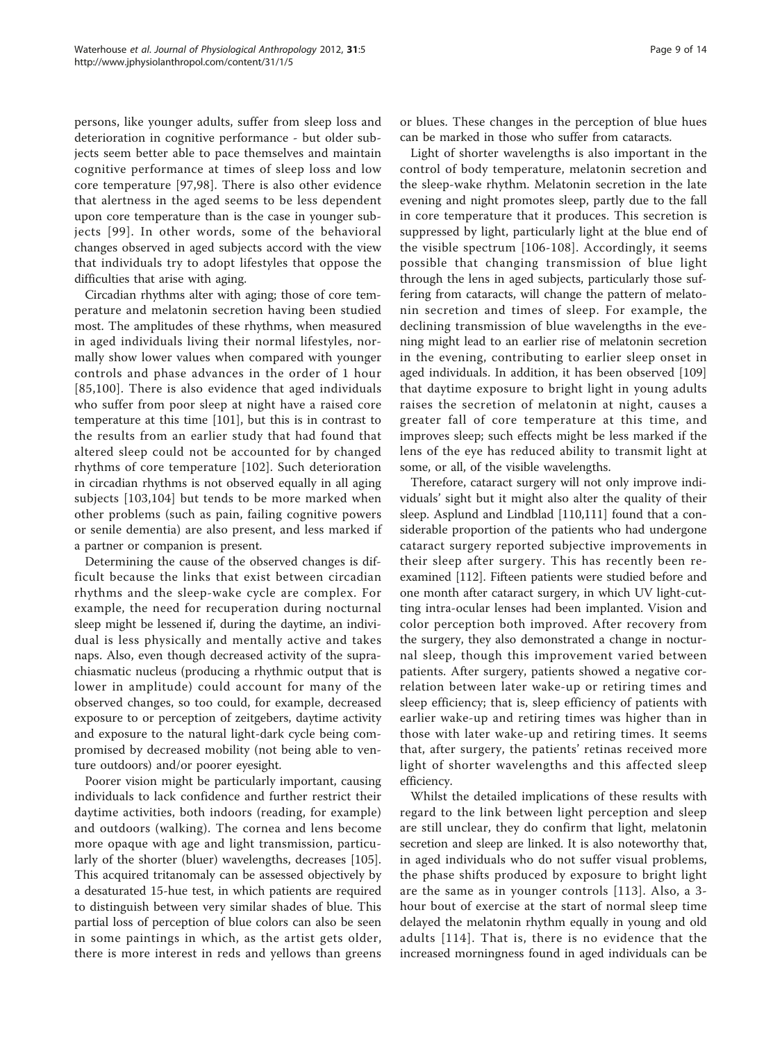persons, like younger adults, suffer from sleep loss and deterioration in cognitive performance - but older subjects seem better able to pace themselves and maintain cognitive performance at times of sleep loss and low core temperature [97,98]. There is also other evidence that alertness in the aged seems to be less dependent upon core temperature than is the case in younger subjects [99]. In other words, some of the behavioral changes observed in aged subjects accord with the view that individuals try to adopt lifestyles that oppose the difficulties that arise with aging.

Circadian rhythms alter with aging; those of core temperature and melatonin secretion having been studied most. The amplitudes of these rhythms, when measured in aged individuals living their normal lifestyles, normally show lower values when compared with younger controls and phase advances in the order of 1 hour [85,100]. There is also evidence that aged individuals who suffer from poor sleep at night have a raised core temperature at this time [101], but this is in contrast to the results from an earlier study that had found that altered sleep could not be accounted for by changed rhythms of core temperature [102]. Such deterioration in circadian rhythms is not observed equally in all aging subjects [103,104] but tends to be more marked when other problems (such as pain, failing cognitive powers or senile dementia) are also present, and less marked if a partner or companion is present.

Determining the cause of the observed changes is difficult because the links that exist between circadian rhythms and the sleep-wake cycle are complex. For example, the need for recuperation during nocturnal sleep might be lessened if, during the daytime, an individual is less physically and mentally active and takes naps. Also, even though decreased activity of the suprachiasmatic nucleus (producing a rhythmic output that is lower in amplitude) could account for many of the observed changes, so too could, for example, decreased exposure to or perception of zeitgebers, daytime activity and exposure to the natural light-dark cycle being compromised by decreased mobility (not being able to venture outdoors) and/or poorer eyesight.

Poorer vision might be particularly important, causing individuals to lack confidence and further restrict their daytime activities, both indoors (reading, for example) and outdoors (walking). The cornea and lens become more opaque with age and light transmission, particularly of the shorter (bluer) wavelengths, decreases [105]. This acquired tritanomaly can be assessed objectively by a desaturated 15-hue test, in which patients are required to distinguish between very similar shades of blue. This partial loss of perception of blue colors can also be seen in some paintings in which, as the artist gets older, there is more interest in reds and yellows than greens or blues. These changes in the perception of blue hues can be marked in those who suffer from cataracts.

Light of shorter wavelengths is also important in the control of body temperature, melatonin secretion and the sleep-wake rhythm. Melatonin secretion in the late evening and night promotes sleep, partly due to the fall in core temperature that it produces. This secretion is suppressed by light, particularly light at the blue end of the visible spectrum [106-108]. Accordingly, it seems possible that changing transmission of blue light through the lens in aged subjects, particularly those suffering from cataracts, will change the pattern of melatonin secretion and times of sleep. For example, the declining transmission of blue wavelengths in the evening might lead to an earlier rise of melatonin secretion in the evening, contributing to earlier sleep onset in aged individuals. In addition, it has been observed [109] that daytime exposure to bright light in young adults raises the secretion of melatonin at night, causes a greater fall of core temperature at this time, and improves sleep; such effects might be less marked if the lens of the eye has reduced ability to transmit light at some, or all, of the visible wavelengths.

Therefore, cataract surgery will not only improve individuals' sight but it might also alter the quality of their sleep. Asplund and Lindblad [110,111] found that a considerable proportion of the patients who had undergone cataract surgery reported subjective improvements in their sleep after surgery. This has recently been re-examined [112]. Fifteen patients were studied before and one month after cataract surgery, in which UV light-cutting intra-ocular lenses had been implanted. Vision and color perception both improved. After recovery from the surgery, they also demonstrated a change in nocturnal sleep, though this improvement varied between patients. After surgery, patients showed a negative correlation between later wake-up or retiring times and sleep efficiency; that is, sleep efficiency of patients with earlier wake-up and retiring times was higher than in those with later wake-up and retiring times. It seems that, after surgery, the patients' retinas received more light of shorter wavelengths and this affected sleep efficiency.

Whilst the detailed implications of these results with regard to the link between light perception and sleep are still unclear, they do confirm that light, melatonin secretion and sleep are linked. It is also noteworthy that, in aged individuals who do not suffer visual problems, the phase shifts produced by exposure to bright light are the same as in younger controls [113]. Also, a 3-hour bout of exercise at the start of normal sleep time delayed the melatonin rhythm equally in young and old adults [114]. That is, there is no evidence that the increased morningness found in aged individuals can be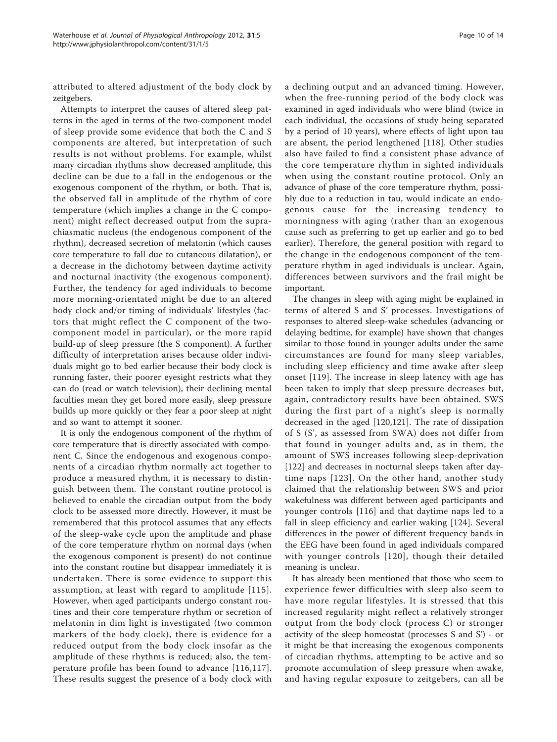attributed to altered adjustment of the body clock by zeitgebers.

Attempts to interpret the causes of altered sleep patterns in the aged in terms of the two-component model of sleep provide some evidence that both the C and S components are altered, but interpretation of such results is not without problems. For example, whilst many circadian rhythms show decreased amplitude, this decline can be due to a fall in the endogenous or the exogenous component of the rhythm, or both. That is, the observed fall in amplitude of the rhythm of core temperature (which implies a change in the C component) might reflect decreased output from the suprachiasmatic nucleus (the endogenous component of the rhythm), decreased secretion of melatonin (which causes core temperature to fall due to cutaneous dilatation), or a decrease in the dichotomy between daytime activity and nocturnal inactivity (the exogenous component). Further, the tendency for aged individuals to become more morning-orientated might be due to an altered body clock and/or timing of individuals' lifestyles (factors that might reflect the C component of the two-component model in particular), or the more rapid build-up of sleep pressure (the S component). A further difficulty of interpretation arises because older individuals might go to bed earlier because their body clock is running faster, their poorer eyesight restricts what they can do (read or watch television), their declining mental faculties mean they get bored more easily, sleep pressure builds up more quickly or they fear a poor sleep at night and so want to attempt it sooner.

It is only the endogenous component of the rhythm of core temperature that is directly associated with component C. Since the endogenous and exogenous components of a circadian rhythm normally act together to produce a measured rhythm, it is necessary to distinguish between them. The constant routine protocol is believed to enable the circadian output from the body clock to be assessed more directly. However, it must be remembered that this protocol assumes that any effects of the sleep-wake cycle upon the amplitude and phase of the core temperature rhythm on normal days (when the exogenous component is present) do not continue into the constant routine but disappear immediately it is undertaken. There is some evidence to support this assumption, at least with regard to amplitude [115]. However, when aged participants undergo constant routines and their core temperature rhythm or secretion of melatonin in dim light is investigated (two common markers of the body clock), there is evidence for a reduced output from the body clock insofar as the amplitude of these rhythms is reduced; also, the temperature profile has been found to advance [116,117]. These results suggest the presence of a body clock with a declining output and an advanced timing. However, when the free-running period of the body clock was examined in aged individuals who were blind (twice in each individual, the occasions of study being separated by a period of 10 years), where effects of light upon tau are absent, the period lengthened [118]. Other studies also have failed to find a consistent phase advance of the core temperature rhythm in sighted individuals when using the constant routine protocol. Only an advance of phase of the core temperature rhythm, possibly due to a reduction in tau, would indicate an endogenous cause for the increasing tendency to morningness with aging (rather than an exogenous cause such as preferring to get up earlier and go to bed earlier). Therefore, the general position with regard to the change in the endogenous component of the temperature rhythm in aged individuals is unclear. Again, differences between survivors and the frail might be important.

The changes in sleep with aging might be explained in terms of altered S and S' processes. Investigations of responses to altered sleep-wake schedules (advancing or delaying bedtime, for example) have shown that changes similar to those found in younger adults under the same circumstances are found for many sleep variables, including sleep efficiency and time awake after sleep onset [119]. The increase in sleep latency with age has been taken to imply that sleep pressure decreases but, again, contradictory results have been obtained. SWS during the first part of a night's sleep is normally decreased in the aged [120,121]. The rate of dissipation of S (S', as assessed from SWA) does not differ from that found in younger adults and, as in them, the amount of SWS increases following sleep-deprivation [122] and decreases in nocturnal sleeps taken after daytime naps [123]. On the other hand, another study claimed that the relationship between SWS and prior wakefulness was different between aged participants and younger controls [116] and that daytime naps led to a fall in sleep efficiency and earlier waking [124]. Several differences in the power of different frequency bands in the EEG have been found in aged individuals compared with younger controls [120], though their detailed meaning is unclear.

It has already been mentioned that those who seem to experience fewer difficulties with sleep also seem to have more regular lifestyles. It is stressed that this increased regularity might reflect a relatively stronger output from the body clock (process C) or stronger activity of the sleep homeostat (processes S and S') - or it might be that increasing the exogenous components of circadian rhythms, attempting to be active and so promote accumulation of sleep pressure when awake, and having regular exposure to zeitgebers, can all be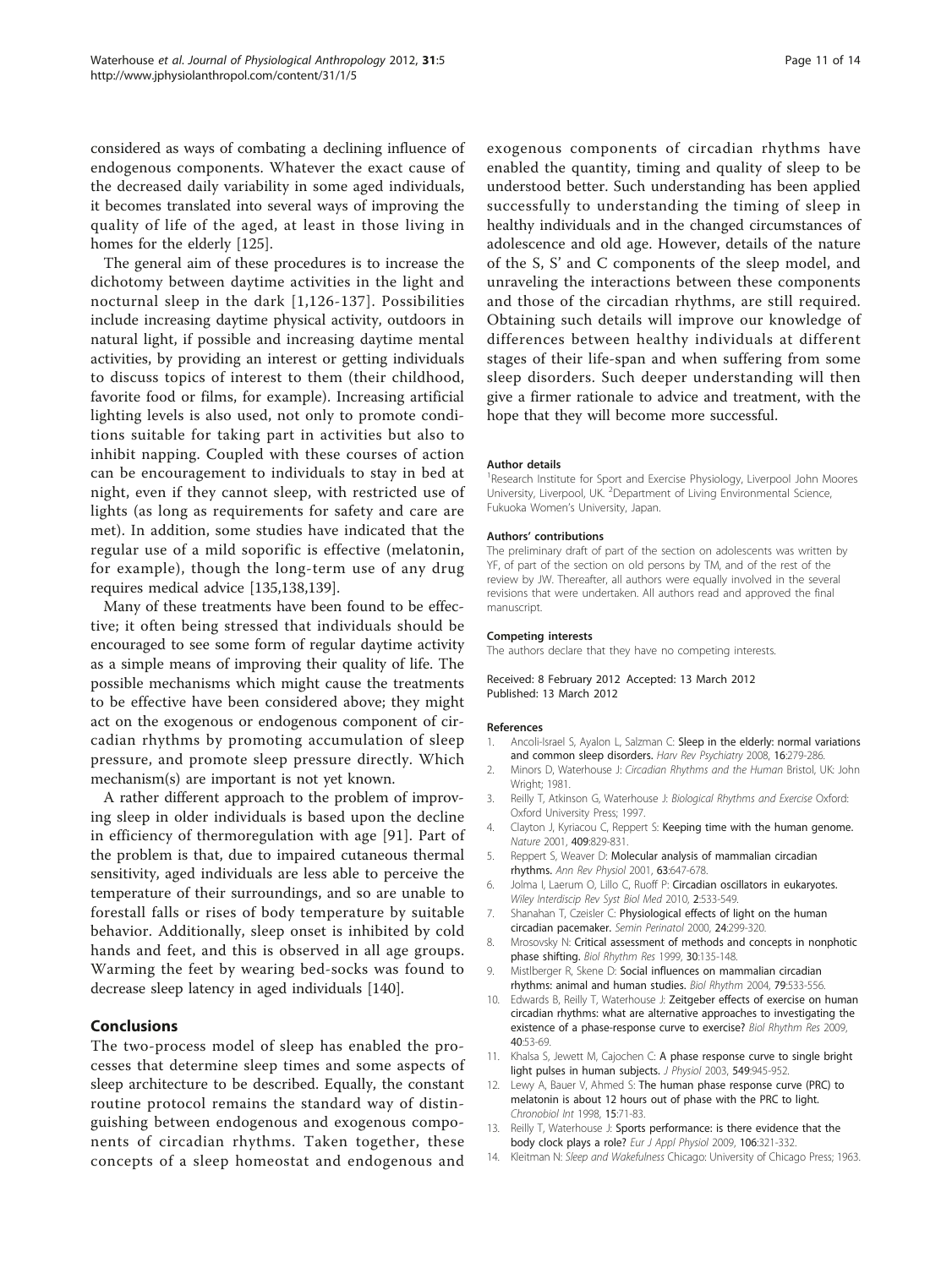considered as ways of combating a declining influence of endogenous components. Whatever the exact cause of the decreased daily variability in some aged individuals, it becomes translated into several ways of improving the quality of life of the aged, at least in those living in homes for the elderly [125].

The general aim of these procedures is to increase the dichotomy between daytime activities in the light and nocturnal sleep in the dark [1,126-137]. Possibilities include increasing daytime physical activity, outdoors in natural light, if possible and increasing daytime mental activities, by providing an interest or getting individuals to discuss topics of interest to them (their childhood, favorite food or films, for example). Increasing artificial lighting levels is also used, not only to promote conditions suitable for taking part in activities but also to inhibit napping. Coupled with these courses of action can be encouragement to individuals to stay in bed at night, even if they cannot sleep, with restricted use of lights (as long as requirements for safety and care are met). In addition, some studies have indicated that the regular use of a mild soporific is effective (melatonin, for example), though the long-term use of any drug requires medical advice [135,138,139].

Many of these treatments have been found to be effective; it often being stressed that individuals should be encouraged to see some form of regular daytime activity as a simple means of improving their quality of life. The possible mechanisms which might cause the treatments to be effective have been considered above; they might act on the exogenous or endogenous component of circadian rhythms by promoting accumulation of sleep pressure, and promote sleep pressure directly. Which mechanism(s) are important is not yet known.

A rather different approach to the problem of improving sleep in older individuals is based upon the decline in efficiency of thermoregulation with age [91]. Part of the problem is that, due to impaired cutaneous thermal sensitivity, aged individuals are less able to perceive the temperature of their surroundings, and so are unable to forestall falls or rises of body temperature by suitable behavior. Additionally, sleep onset is inhibited by cold hands and feet, and this is observed in all age groups. Warming the feet by wearing bed-socks was found to decrease sleep latency in aged individuals [140].

## Conclusions

The two-process model of sleep has enabled the processes that determine sleep times and some aspects of sleep architecture to be described. Equally, the constant routine protocol remains the standard way of distinguishing between endogenous and exogenous components of circadian rhythms. Taken together, these concepts of a sleep homeostat and endogenous and exogenous components of circadian rhythms have enabled the quantity, timing and quality of sleep to be understood better. Such understanding has been applied successfully to understanding the timing of sleep in healthy individuals and in the changed circumstances of adolescence and old age. However, details of the nature of the S, S' and C components of the sleep model, and unraveling the interactions between these components and those of the circadian rhythms, are still required. Obtaining such details will improve our knowledge of differences between healthy individuals at different stages of their life-span and when suffering from some sleep disorders. Such deeper understanding will then give a firmer rationale to advice and treatment, with the hope that they will become more successful.

#### Author details

[1]Research Institute for Sport and Exercise Physiology, Liverpool John Moores University, Liverpool, UK. [2]Department of Living Environmental Science, Fukuoka Women's University, Japan.

#### Authors' contributions

The preliminary draft of part of the section on adolescents was written by YF, of part of the section on old persons by TM, and of the rest of the review by JW. Thereafter, all authors were equally involved in the several revisions that were undertaken. All authors read and approved the final manuscript.

#### Competing interests

The authors declare that they have no competing interests.

Received: 8 February 2012 Accepted: 13 March 2012
Published: 13 March 2012

#### References

1. Ancoli-Israel S, Ayalon L, Salzman C: **Sleep in the elderly: normal variations and common sleep disorders.** *Harv Rev Psychiatry* 2008, **16**:279-286.
2. Minors D, Waterhouse J: *Circadian Rhythms and the Human* Bristol, UK: John Wright; 1981.
3. Reilly T, Atkinson G, Waterhouse J: *Biological Rhythms and Exercise* Oxford: Oxford University Press; 1997.
4. Clayton J, Kyriacou C, Reppert S: **Keeping time with the human genome.** *Nature* 2001, **409**:829-831.
5. Reppert S, Weaver D: **Molecular analysis of mammalian circadian rhythms.** *Ann Rev Physiol* 2001, **63**:647-678.
6. Jolma I, Laerum O, Lillo C, Ruoff P: **Circadian oscillators in eukaryotes.** *Wiley Interdiscip Rev Syst Biol Med* 2010, **2**:533-549.
7. Shanahan T, Czeisler C: **Physiological effects of light on the human circadian pacemaker.** *Semin Perinatol* 2000, **24**:299-320.
8. Mrosovsky N: **Critical assessment of methods and concepts in nonphotic phase shifting.** *Biol Rhythm Res* 1999, **30**:135-148.
9. Mistlberger R, Skene D: **Social influences on mammalian circadian rhythms: animal and human studies.** *Biol Rhythm* 2004, **79**:533-556.
10. Edwards B, Reilly T, Waterhouse J: **Zeitgeber effects of exercise on human circadian rhythms: what are alternative approaches to investigating the existence of a phase-response curve to exercise?** *Biol Rhythm Res* 2009, **40**:53-69.
11. Khalsa S, Jewett M, Cajochen C: **A phase response curve to single bright light pulses in human subjects.** *J Physiol* 2003, **549**:945-952.
12. Lewy A, Bauer V, Ahmed S: **The human phase response curve (PRC) to melatonin is about 12 hours out of phase with the PRC to light.** *Chronobiol Int* 1998, **15**:71-83.
13. Reilly T, Waterhouse J: **Sports performance: is there evidence that the body clock plays a role?** *Eur J Appl Physiol* 2009, **106**:321-332.
14. Kleitman N: *Sleep and Wakefulness* Chicago: University of Chicago Press; 1963.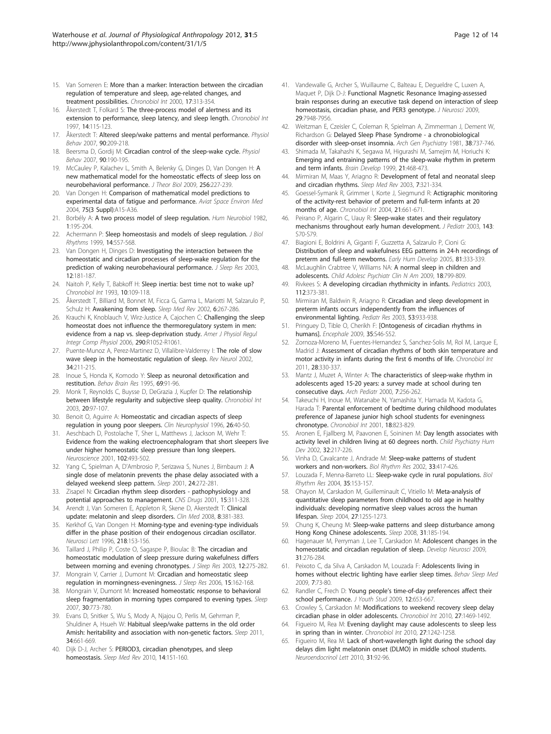15. Van Someren E: More than a marker: Interaction between the circadian regulation of temperature and sleep, age-related changes, and treatment possibilities. *Chronobiol Int* 2000, **17**:313-354.
16. Åkerstedt T, Folkard S: The three-process model of alertness and its extension to performance, sleep latency, and sleep length. *Chronobiol Int* 1997, **14**:115-123.
17. Åkerstedt T: Altered sleep/wake patterns and mental performance. *Physiol Behav* 2007, **90**:209-218.
18. Beersma D, Gordij M: Circadian control of the sleep-wake cycle. *Physiol Behav* 2007, **90**:190-195.
19. McCauley P, Kalachev L, Smith A, Belenky G, Dinges D, Van Dongen H: A new mathematical model for the homeostatic effects of sleep loss on neurobehavioral performance. *J Theor Biol* 2009, **256**:227-239.
20. Van Dongen H: Comparison of mathematical model predictions to experimental data of fatigue and performance. *Aviat Space Environ Med* 2004, **75(3 Suppl)**:A15-A36.
21. Borbély A: A two process model of sleep regulation. *Hum Neurobiol* 1982, **1**:195-204.
22. Achermann P: Sleep homeostasis and models of sleep regulation. *J Biol Rhythms* 1999, **14**:557-568.
23. Van Dongen H, Dinges D: Investigating the interaction between the homeostatic and circadian processes of sleep-wake regulation for the prediction of waking neurobehavioural performance. *J Sleep Res* 2003, **12**:181-187.
24. Naitoh P, Kelly T, Babkoff H: Sleep inertia: best time not to wake up? *Chronobiol Int* 1993, **10**:109-118.
25. Åkerstedt T, Billiard M, Bonnet M, Ficca G, Garma L, Mariotti M, Salzarulo P, Schulz H: Awakening from sleep. *Sleep Med Rev* 2002, **6**:267-286.
26. Krauchi K, Knoblauch V, Wirz-Justice A, Cajochen C: Challenging the sleep homeostat does not influence the thermoregulatory system in men: evidence from a nap vs. sleep-deprivation study. *Amer J Physiol Regul Integr Comp Physiol* 2006, **290**:R1052-R1061.
27. Puente-Munoz A, Perez-Martinez D, Villalibre-Valderrey I: The role of slow wave sleep in the homeostatic regulation of sleep. *Rev Neurol* 2002, **34**:211-215.
28. Inoue S, Honda K, Komodo Y: Sleep as neuronal detoxification and restitution. *Behav Brain Res* 1995, **69**:91-96.
29. Monk T, Reynolds C, Buysse D, DeGrazia J, Kupfer D: The relationship between lifestyle regularity and subjective sleep quality. *Chronobiol Int* 2003, **20**:97-107.
30. Benoit O, Aguirre A: Homeostatic and circadian aspects of sleep regulation in young poor sleepers. *Clin Neurophysiol* 1996, **26**:40-50.
31. Aeschbach D, Postolache T, Sher L, Matthews J, Jackson M, Wehr T: Evidence from the waking electroencephalogram that short sleepers live under higher homeostatic sleep pressure than long sleepers. *Neuroscience* 2001, **102**:493-502.
32. Yang C, Spielman A, D'Ambrosio P, Serizawa S, Nunes J, Birnbaum J: A single dose of melatonin prevents the phase delay associated with a delayed weekend sleep pattern. *Sleep* 2001, **24**:272-281.
33. Zisapel N: Circadian rhythm sleep disorders - pathophysiology and potential approaches to management. *CNS Drugs* 2001, **15**:311-328.
34. Arendt J, Van Someren E, Appleton R, Skene D, Akerstedt T: Clinical update: melatonin and sleep disorders. *Clin Med* 2008, **8**:381-383.
35. Kerkhof G, Van Dongen H: Morning-type and evening-type individuals differ in the phase position of their endogenous circadian oscillator. *Neurosci Lett* 1996, **218**:153-156.
36. Taillard J, Philip P, Coste O, Sagaspe P, Bioulac B: The circadian and homeostatic modulation of sleep pressure during wakefulness differs between morning and evening chronotypes. *J Sleep Res* 2003, **12**:275-282.
37. Mongrain V, Carrier J, Dumont M: Circadian and homeostatic sleep regulation in morningness-eveningness. *J Sleep Res* 2006, **15**:162-168.
38. Mongrain V, Dumont M: Increased homeostatic response to behavioral sleep fragmentation in morning types compared to evening types. *Sleep* 2007, **30**:773-780.
39. Evans D, Snitker S, Wu S, Mody A, Njajou O, Perlis M, Gehrman P, Shuldiner A, Hsueh W: Habitual sleep/wake patterns in the old order Amish: heritability and association with non-genetic factors. *Sleep* 2011, **34**:661-669.
40. Dijk D-J, Archer S: PERIOD3, circadian phenotypes, and sleep homeostasis. *Sleep Med Rev* 2010, **14**:151-160.
41. Vandewalle G, Archer S, Wuillaume C, Balteau E, Degueldre C, Luxen A, Maquet P, Dijk D-J: Functional Magnetic Resonance Imaging-assessed brain responses during an executive task depend on interaction of sleep homeostasis, circadian phase, and PER3 genotype. *J Neurosci* 2009, **29**:7948-7956.
42. Weitzman E, Czeisler C, Coleman R, Spielman A, Zimmerman J, Dement W, Richardson G: Delayed Sleep Phase Syndrome - a chronobiological disorder with sleep-onset insomnia. *Arch Gen Psychiatry* 1981, **38**:737-746.
43. Shimada M, Takahashi K, Segawa M, Higurashi M, Samejim M, Horiuchi K: Emerging and entraining patterns of the sleep-wake rhythm in preterm and term infants. *Brain Develop* 1999, **21**:468-473.
44. Mirmiran M, Maas Y, Ariagno R: Development of fetal and neonatal sleep and circadian rhythms. *Sleep Med Rev* 2003, **7**:321-334.
45. Goessel-Symank R, Grimmer I, Korte J, Siegmund R: Actigraphic monitoring of the activity-rest behavior of preterm and full-term infants at 20 months of age. *Chronobiol Int* 2004, **21**:661-671.
46. Peirano P, Algarin C, Uauy R: Sleep-wake states and their regulatory mechanisms throughout early human development. *J Pediatr* 2003, **143**:S70-S79.
47. Biagioni E, Boldrini A, Giganti F, Guzzetta A, Salzarulo P, Cioni G: Distribution of sleep and wakefulness EEG patterns in 24-h recordings of preterm and full-term newborns. *Early Hum Develop* 2005, **81**:333-339.
48. McLaughlin Crabtree V, Williams NA: A normal sleep in children and adolescents. *Child Adolesc Psychiatr Clin N Am* 2009, **18**:799-809.
49. Rivkees S: A developing circadian rhythmicity in infants. *Pediatrics* 2003, **112**:373-381.
50. Mirmiran M, Baldwin R, Ariagno R: Circadian and sleep development in preterm infants occurs independently from the influences of environmental lighting. *Pediatr Res* 2003, **53**:933-938.
51. Pringuey D, Tible O, Cherikh F: [Ontogenesis of circadian rhythms in humans]. *Encephale* 2009, **35**:S46-S52.
52. Zornoza-Moreno M, Fuentes-Hernandez S, Sanchez-Solis M, Rol M, Larque E, Madrid J: Assessment of circadian rhythms of both skin temperature and motor activity in infants during the first 6 months of life. *Chronobiol Int* 2011, **28**:330-337.
53. Mantz J, Muzet A, Winter A: The characteristics of sleep-wake rhythm in adolescents aged 15-20 years: a survey made at school during ten consecutive days. *Arch Pediatr* 2000, **7**:256-262.
54. Takeuchi H, Inoue M, Watanabe N, Yamashita Y, Hamada M, Kadota G, Harada T: Parental enforcement of bedtime during childhood modulates preference of Japanese junior high school students for eveningness chronotype. *Chronobiol Int* 2001, **18**:823-829.
55. Aronen E, Fjallberg M, Paavonen E, Soininen M: Day length associates with activity level in children living at 60 degrees north. *Child Psychiatry Hum Dev* 2002, **32**:217-226.
56. Vinha D, Cavalcante J, Andrade M: Sleep-wake patterns of student workers and non-workers. *Biol Rhythm Res* 2002, **33**:417-426.
57. Louzada F, Menna-Barreto LL: Sleep-wake cycle in rural populations. *Biol Rhythm Res* 2004, **35**:153-157.
58. Ohayon M, Carskadon M, Guilleminault C, Vitiello M: Meta-analysis of quantitative sleep parameters from childhood to old age in healthy individuals: developing normative sleep values across the human lifespan. *Sleep* 2004, **27**:1255-1273.
59. Chung K, Cheung M: Sleep-wake patterns and sleep disturbance among Hong Kong Chinese adolescents. *Sleep* 2008, **31**:185-194.
60. Hagenauer M, Perryman J, Lee T, Carskadon M: Adolescent changes in the homeostatic and circadian regulation of sleep. *Develop Neurosci* 2009, **31**:276-284.
61. Peixoto C, da Silva A, Carskadon M, Louzada F: Adolescents living in homes without electric lighting have earlier sleep times. *Behav Sleep Med* 2009, **7**:73-80.
62. Randler C, Frech D: Young people's time-of-day preferences affect their school performance. *J Youth Stud* 2009, **12**:653-667.
63. Crowley S, Carskadon M: Modifications to weekend recovery sleep delay circadian phase in older adolescents. *Chronobiol Int* 2010, **27**:1469-1492.
64. Figueiro M, Rea M: Evening daylight may cause adolescents to sleep less in spring than in winter. *Chronobiol Int* 2010, **27**:1242-1258.
65. Figueiro M, Rea M: Lack of short-wavelength light during the school day delays dim light melatonin onset (DLMO) in middle school students. *Neuroendocrinol Lett* 2010, **31**:92-96.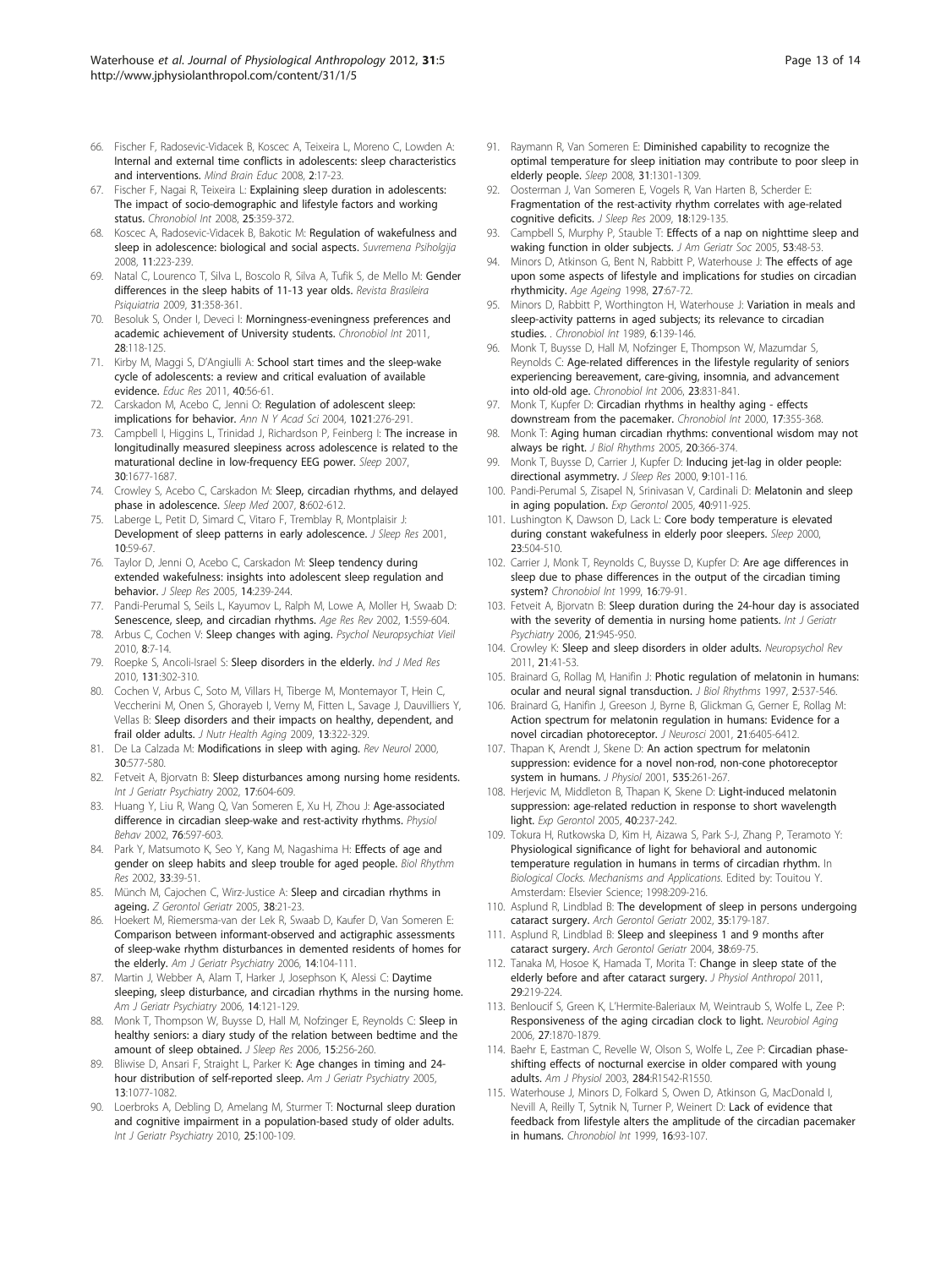66. Fischer F, Radosevic-Vidacek B, Koscec A, Teixeira L, Moreno C, Lowden A: Internal and external time conflicts in adolescents: sleep characteristics and interventions. *Mind Brain Educ* 2008, 2:17-23.
67. Fischer F, Nagai R, Teixeira L: Explaining sleep duration in adolescents: The impact of socio-demographic and lifestyle factors and working status. *Chronobiol Int* 2008, 25:359-372.
68. Koscec A, Radosevic-Vidacek B, Bakotic M: Regulation of wakefulness and sleep in adolescence: biological and social aspects. *Suvremena Psiholgija* 2008, 11:223-239.
69. Natal C, Lourenco T, Silva L, Boscolo R, Silva A, Tufik S, de Mello M: Gender differences in the sleep habits of 11-13 year olds. *Revista Brasileira Psiquiatria* 2009, 31:358-361.
70. Besoluk S, Onder I, Deveci I: Morningness-eveningness preferences and academic achievement of University students. *Chronobiol Int* 2011, 28:118-125.
71. Kirby M, Maggi S, D'Angiulli A: School start times and the sleep-wake cycle of adolescents: a review and critical evaluation of available evidence. *Educ Res* 2011, 40:56-61.
72. Carskadon M, Acebo C, Jenni O: Regulation of adolescent sleep: implications for behavior. *Ann N Y Acad Sci* 2004, 1021:276-291.
73. Campbell I, Higgins L, Trinidad J, Richardson P, Feinberg I: The increase in longitudinally measured sleepiness across adolescence is related to the maturational decline in low-frequency EEG power. *Sleep* 2007, 30:1677-1687.
74. Crowley S, Acebo C, Carskadon M: Sleep, circadian rhythms, and delayed phase in adolescence. *Sleep Med* 2007, 8:602-612.
75. Laberge L, Petit D, Simard C, Vitaro F, Tremblay R, Montplaisir J: Development of sleep patterns in early adolescence. *J Sleep Res* 2001, 10:59-67.
76. Taylor D, Jenni O, Acebo C, Carskadon M: Sleep tendency during extended wakefulness: insights into adolescent sleep regulation and behavior. *J Sleep Res* 2005, 14:239-244.
77. Pandi-Perumal S, Seils L, Kayumov L, Ralph M, Lowe A, Moller H, Swaab D: Senescence, sleep, and circadian rhythms. *Age Res Rev* 2002, 1:559-604.
78. Arbus C, Cochen V: Sleep changes with aging. *Psychol Neuropsychiat Viell* 2010, 8:7-14.
79. Roepke S, Ancoli-Israel S: Sleep disorders in the elderly. *Ind J Med Res* 2010, 131:302-310.
80. Cochen V, Arbus C, Soto M, Villars H, Tiberge M, Montemayor T, Hein C, Veccherini M, Onen S, Ghorayeb I, Verny M, Fitten L, Savage J, Dauvilliers Y, Vellas B: Sleep disorders and their impacts on healthy, dependent, and frail older adults. *J Nutr Health Aging* 2009, 13:322-329.
81. De La Calzada M: Modifications in sleep with aging. *Rev Neurol* 2000, 30:577-580.
82. Fetveit A, Bjorvatn B: Sleep disturbances among nursing home residents. *Int J Geriatr Psychiatry* 2002, 17:604-609.
83. Huang Y, Liu R, Wang Q, Van Someren E, Xu H, Zhou J: Age-associated difference in circadian sleep-wake and rest-activity rhythms. *Physiol Behav* 2002, 76:597-603.
84. Park Y, Matsumoto K, Seo Y, Kang M, Nagashima H: Effects of age and gender on sleep habits and sleep trouble for aged people. *Biol Rhythm Res* 2002, 33:39-51.
85. Münch M, Cajochen C, Wirz-Justice A: Sleep and circadian rhythms in ageing. *Z Gerontol Geriatr* 2005, 38:21-23.
86. Hoekert M, Riemersma-van der Lek R, Swaab D, Kaufer D, Van Someren E: Comparison between informant-observed and actigraphic assessments of sleep-wake rhythm disturbances in demented residents of homes for the elderly. *Am J Geriatr Psychiatry* 2006, 14:104-111.
87. Martin J, Webber A, Alam T, Harker J, Josephson K, Alessi C: Daytime sleeping, sleep disturbance, and circadian rhythms in the nursing home. *Am J Geriatr Psychiatry* 2006, 14:121-129.
88. Monk T, Thompson W, Buysse D, Hall M, Nofzinger E, Reynolds C: Sleep in healthy seniors: a diary study of the relation between bedtime and the amount of sleep obtained. *J Sleep Res* 2006, 15:256-260.
89. Bliwise D, Ansari F, Straight L, Parker K: Age changes in timing and 24-hour distribution of self-reported sleep. *Am J Geriatr Psychiatry* 2005, 13:1077-1082.
90. Loerbroks A, Debling D, Amelang M, Sturmer T: Nocturnal sleep duration and cognitive impairment in a population-based study of older adults. *Int J Geriatr Psychiatry* 2010, 25:100-109.
91. Raymann R, Van Someren E: Diminished capability to recognize the optimal temperature for sleep initiation may contribute to poor sleep in elderly people. *Sleep* 2008, 31:1301-1309.
92. Oosterman J, Van Someren E, Vogels R, Van Harten B, Scherder E: Fragmentation of the rest-activity rhythm correlates with age-related cognitive deficits. *J Sleep Res* 2009, 18:129-135.
93. Campbell S, Murphy P, Stauble T: Effects of a nap on nighttime sleep and waking function in older subjects. *J Am Geriatr Soc* 2005, 53:48-53.
94. Minors D, Atkinson G, Bent N, Rabbitt P, Waterhouse J: The effects of age upon some aspects of lifestyle and implications for studies on circadian rhythmicity. *Age Ageing* 1998, 27:67-72.
95. Minors D, Rabbitt P, Worthington H, Waterhouse J: Variation in meals and sleep-activity patterns in aged subjects; its relevance to circadian studies. . *Chronobiol Int* 1989, 6:139-146.
96. Monk T, Buysse D, Hall M, Nofzinger E, Thompson W, Mazumdar S, Reynolds C: Age-related differences in the lifestyle regularity of seniors experiencing bereavement, care-giving, insomnia, and advancement into old-old age. *Chronobiol Int* 2006, 23:831-841.
97. Monk T, Kupfer D: Circadian rhythms in healthy aging - effects downstream from the pacemaker. *Chronobiol Int* 2000, 17:355-368.
98. Monk T: Aging human circadian rhythms: conventional wisdom may not always be right. *J Biol Rhythms* 2005, 20:366-374.
99. Monk T, Buysse D, Carrier J, Kupfer D: Inducing jet-lag in older people: directional asymmetry. *J Sleep Res* 2000, 9:101-116.
100. Pandi-Perumal S, Zisapel N, Srinivasan V, Cardinali D: Melatonin and sleep in aging population. *Exp Gerontol* 2005, 40:911-925.
101. Lushington K, Dawson D, Lack L: Core body temperature is elevated during constant wakefulness in elderly poor sleepers. *Sleep* 2000, 23:504-510.
102. Carrier J, Monk T, Reynolds C, Buysse D, Kupfer D: Are age differences in sleep due to phase differences in the output of the circadian timing system? *Chronobiol Int* 1999, 16:79-91.
103. Fetveit A, Bjorvatn B: Sleep duration during the 24-hour day is associated with the severity of dementia in nursing home patients. *Int J Geriatr Psychiatry* 2006, 21:945-950.
104. Crowley K: Sleep and sleep disorders in older adults. *Neuropsychol Rev* 2011, 21:41-53.
105. Brainard G, Rollag M, Hanifin J: Photic regulation of melatonin in humans: ocular and neural signal transduction. *J Biol Rhythms* 1997, 2:537-546.
106. Brainard G, Hanifin J, Greeson J, Byrne B, Glickman G, Gerner E, Rollag M: Action spectrum for melatonin regulation in humans: Evidence for a novel circadian photoreceptor. *J Neurosci* 2001, 21:6405-6412.
107. Thapan K, Arendt J, Skene D: An action spectrum for melatonin suppression: evidence for a novel non-rod, non-cone photoreceptor system in humans. *J Physiol* 2001, 535:261-267.
108. Herjevic M, Middleton B, Thapan K, Skene D: Light-induced melatonin suppression: age-related reduction in response to short wavelength light. *Exp Gerontol* 2005, 40:237-242.
109. Tokura H, Rutkowska D, Kim H, Aizawa S, Park S-J, Zhang P, Teramoto Y: Physiological significance of light for behavioral and autonomic temperature regulation in humans in terms of circadian rhythm. In *Biological Clocks. Mechanisms and Applications.* Edited by: Touitou Y. Amsterdam: Elsevier Science; 1998:209-216.
110. Asplund R, Lindblad B: The development of sleep in persons undergoing cataract surgery. *Arch Gerontol Geriatr* 2002, 35:179-187.
111. Asplund R, Lindblad B: Sleep and sleepiness 1 and 9 months after cataract surgery. *Arch Gerontol Geriatr* 2004, 38:69-75.
112. Tanaka M, Hosoe K, Hamada T, Morita T: Change in sleep state of the elderly before and after cataract surgery. *J Physiol Anthropol* 2011, 29:219-224.
113. Benloucif S, Green K, L'Hermite-Baleriaux M, Weintraub S, Wolfe L, Zee P: Responsiveness of the aging circadian clock to light. *Neurobiol Aging* 2006, 27:1870-1879.
114. Baehr E, Eastman C, Revelle W, Olson S, Wolfe L, Zee P: Circadian phase-shifting effects of nocturnal exercise in older compared with young adults. *Am J Physiol* 2003, 284:R1542-R1550.
115. Waterhouse J, Minors D, Folkard S, Owen D, Atkinson G, MacDonald I, Nevill A, Reilly T, Sytnik N, Turner P, Weinert D: Lack of evidence that feedback from lifestyle alters the amplitude of the circadian pacemaker in humans. *Chronobiol Int* 1999, 16:93-107.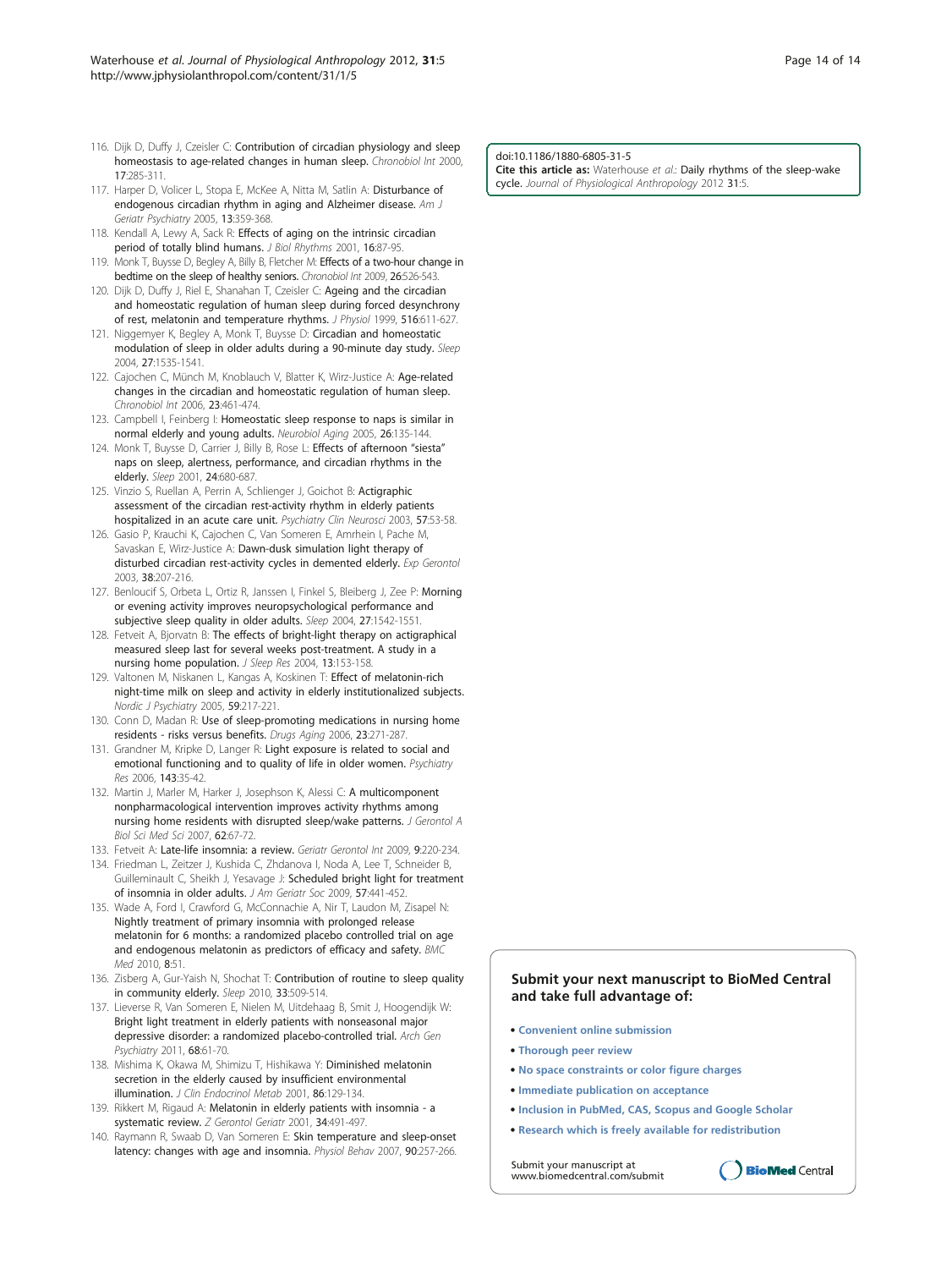116. Dijk D, Duffy J, Czeisler C: **Contribution of circadian physiology and sleep homeostasis to age-related changes in human sleep.** *Chronobiol Int* 2000, **17**:285-311.
117. Harper D, Volicer L, Stopa E, McKee A, Nitta M, Satlin A: **Disturbance of endogenous circadian rhythm in aging and Alzheimer disease.** *Am J Geriatr Psychiatry* 2005, **13**:359-368.
118. Kendall A, Lewy A, Sack R: **Effects of aging on the intrinsic circadian period of totally blind humans.** *J Biol Rhythms* 2001, **16**:87-95.
119. Monk T, Buysse D, Begley A, Billy B, Fletcher M: **Effects of a two-hour change in bedtime on the sleep of healthy seniors.** *Chronobiol Int* 2009, **26**:526-543.
120. Dijk D, Duffy J, Riel E, Shanahan T, Czeisler C: **Ageing and the circadian and homeostatic regulation of human sleep during forced desynchrony of rest, melatonin and temperature rhythms.** *J Physiol* 1999, **516**:611-627.
121. Niggemyer K, Begley A, Monk T, Buysse D: **Circadian and homeostatic modulation of sleep in older adults during a 90-minute day study.** *Sleep* 2004, **27**:1535-1541.
122. Cajochen C, Münch M, Knoblauch V, Blatter K, Wirz-Justice A: **Age-related changes in the circadian and homeostatic regulation of human sleep.** *Chronobiol Int* 2006, **23**:461-474.
123. Campbell I, Feinberg I: **Homeostatic sleep response to naps is similar in normal elderly and young adults.** *Neurobiol Aging* 2005, **26**:135-144.
124. Monk T, Buysse D, Carrier J, Billy B, Rose L: **Effects of afternoon "siesta" naps on sleep, alertness, performance, and circadian rhythms in the elderly.** *Sleep* 2001, **24**:680-687.
125. Vinzio S, Ruellan A, Perrin A, Schlienger J, Goichot B: **Actigraphic assessment of the circadian rest-activity rhythm in elderly patients hospitalized in an acute care unit.** *Psychiatry Clin Neurosci* 2003, **57**:53-58.
126. Gasio P, Krauchi K, Cajochen C, Van Someren E, Amrhein I, Pache M, Savaskan E, Wirz-Justice A: **Dawn-dusk simulation light therapy of disturbed circadian rest-activity cycles in demented elderly.** *Exp Gerontol* 2003, **38**:207-216.
127. Benloucif S, Orbeta L, Ortiz R, Janssen I, Finkel S, Bleiberg J, Zee P: **Morning or evening activity improves neuropsychological performance and subjective sleep quality in older adults.** *Sleep* 2004, **27**:1542-1551.
128. Fetveit A, Bjorvatn B: **The effects of bright-light therapy on actigraphical measured sleep last for several weeks post-treatment. A study in a nursing home population.** *J Sleep Res* 2004, **13**:153-158.
129. Valtonen M, Niskanen L, Kangas A, Koskinen T: **Effect of melatonin-rich night-time milk on sleep and activity in elderly institutionalized subjects.** *Nordic J Psychiatry* 2005, **59**:217-221.
130. Conn D, Madan R: **Use of sleep-promoting medications in nursing home residents - risks versus benefits.** *Drugs Aging* 2006, **23**:271-287.
131. Grandner M, Kripke D, Langer R: **Light exposure is related to social and emotional functioning and to quality of life in older women.** *Psychiatry Res* 2006, **143**:35-42.
132. Martin J, Marler M, Harker J, Josephson K, Alessi C: **A multicomponent nonpharmacological intervention improves activity rhythms among nursing home residents with disrupted sleep/wake patterns.** *J Gerontol A Biol Sci Med Sci* 2007, **62**:67-72.
133. Fetveit A: **Late-life insomnia: a review.** *Geriatr Gerontol Int* 2009, **9**:220-234.
134. Friedman L, Zeitzer J, Kushida C, Zhdanova I, Noda A, Lee T, Schneider B, Guilleminault C, Sheikh J, Yesavage J: **Scheduled bright light for treatment of insomnia in older adults.** *J Am Geriatr Soc* 2009, **57**:441-452.
135. Wade A, Ford I, Crawford G, McConnachie A, Nir T, Laudon M, Zisapel N: **Nightly treatment of primary insomnia with prolonged release melatonin for 6 months: a randomized placebo controlled trial on age and endogenous melatonin as predictors of efficacy and safety.** *BMC Med* 2010, **8**:51.
136. Zisberg A, Gur-Yaish N, Shochat T: **Contribution of routine to sleep quality in community elderly.** *Sleep* 2010, **33**:509-514.
137. Lieverse R, Van Someren E, Nielen M, Uitdehaag B, Smit J, Hoogendijk W: **Bright light treatment in elderly patients with nonseasonal major depressive disorder: a randomized placebo-controlled trial.** *Arch Gen Psychiatry* 2011, **68**:61-70.
138. Mishima K, Okawa M, Shimizu T, Hishikawa Y: **Diminished melatonin secretion in the elderly caused by insufficient environmental illumination.** *J Clin Endocrinol Metab* 2001, **86**:129-134.
139. Rikkert M, Rigaud A: **Melatonin in elderly patients with insomnia - a systematic review.** *Z Gerontol Geriatr* 2001, **34**:491-497.
140. Raymann R, Swaab D, Van Someren E: **Skin temperature and sleep-onset latency: changes with age and insomnia.** *Physiol Behav* 2007, **90**:257-266.

doi:10.1186/1880-6805-31-5
**Cite this article as:** Waterhouse *et al.*: Daily rhythms of the sleep-wake cycle. *Journal of Physiological Anthropology* 2012 **31**:5.

**Submit your next manuscript to BioMed Central and take full advantage of:**

- Convenient online submission
- Thorough peer review
- No space constraints or color figure charges
- Immediate publication on acceptance
- Inclusion in PubMed, CAS, Scopus and Google Scholar
- Research which is freely available for redistribution

Submit your manuscript at www.biomedcentral.com/submit

BioMed Central